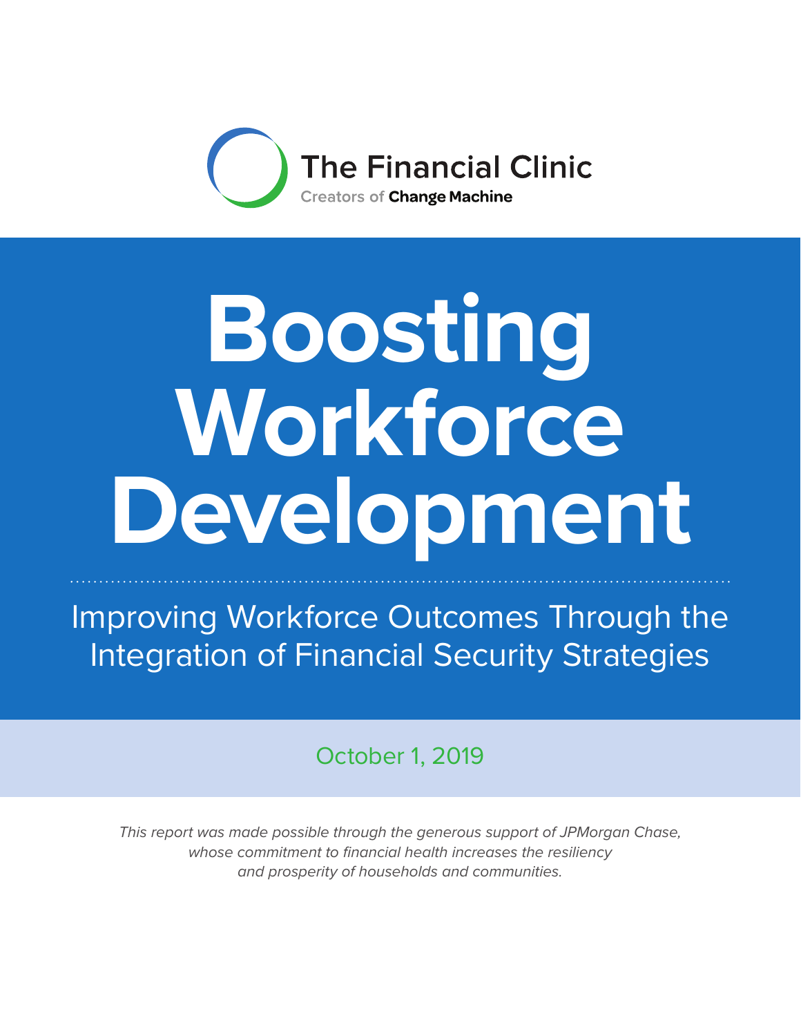The Financial Clinic

Creators of **Change Machine**

# Boosting Workforce Development

## Improving Workforce Outcomes Through the Integration of Financial Security Strategies

October 1, 2019

*This report was made possible through the generous support of JPMorgan Chase, whose commitment to financial health increases the resiliency and prosperity of households and communities.*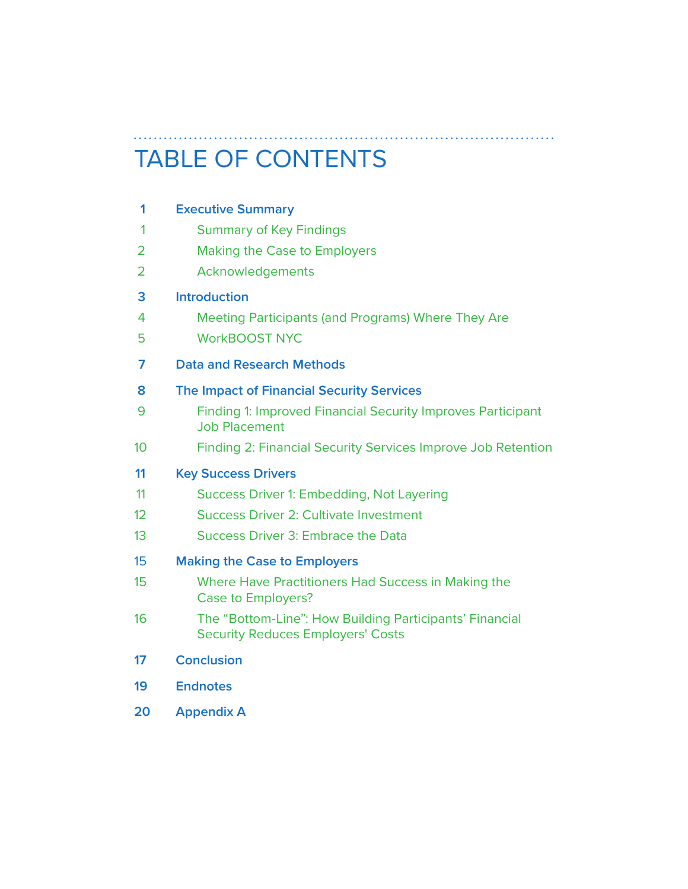# TABLE OF CONTENTS

**1 Executive Summary**

- 1 Summary of Key Findings
- 2 Making the Case to Employers
- 2 Acknowledgements

**3 Introduction**

- 4 Meeting Participants (and Programs) Where They Are
- 5 WorkBOOST NYC

**7 Data and Research Methods**

**8 The Impact of Financial Security Services**

- 9 Finding 1: Improved Financial Security Improves Participant Job Placement
- 10 Finding 2: Financial Security Services Improve Job Retention

**11 Key Success Drivers**

- 11 Success Driver 1: Embedding, Not Layering
- 12 Success Driver 2: Cultivate Investment
- 13 Success Driver 3: Embrace the Data

**15 Making the Case to Employers**

- 15 Where Have Practitioners Had Success in Making the Case to Employers?
- 16 The "Bottom-Line": How Building Participants' Financial Security Reduces Employers' Costs

**17 Conclusion**

**19 Endnotes**

**20 Appendix A**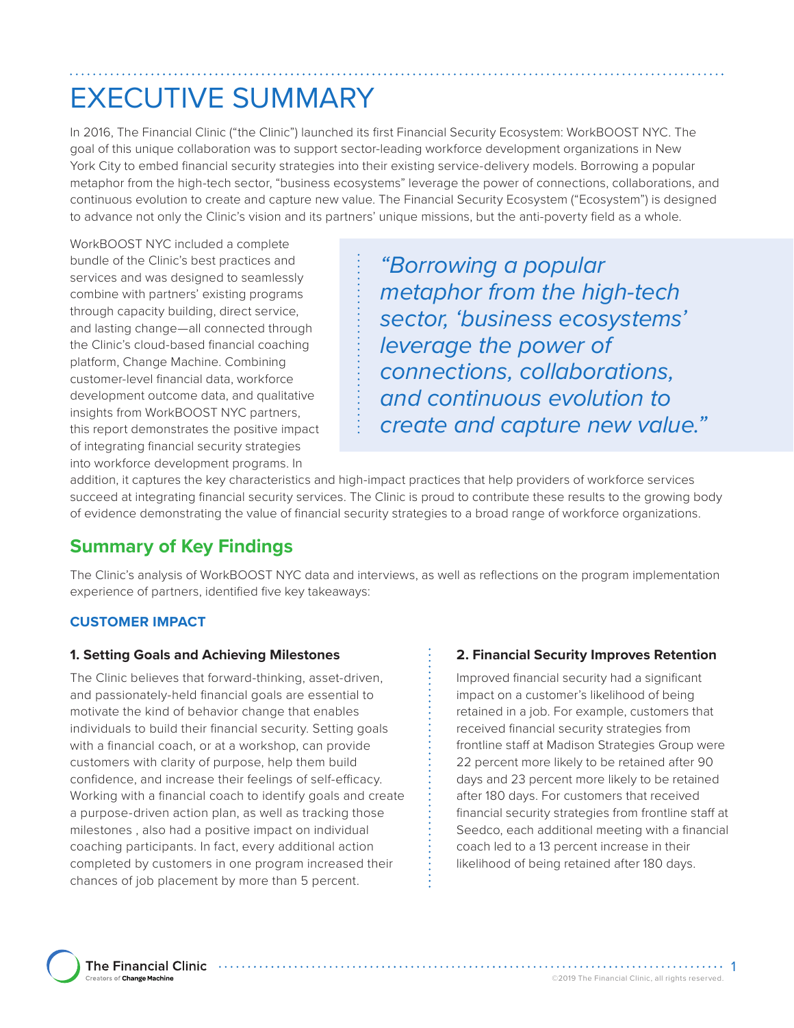# EXECUTIVE SUMMARY

In 2016, The Financial Clinic ("the Clinic") launched its first Financial Security Ecosystem: WorkBOOST NYC. The goal of this unique collaboration was to support sector-leading workforce development organizations in New York City to embed financial security strategies into their existing service-delivery models. Borrowing a popular metaphor from the high-tech sector, "business ecosystems" leverage the power of connections, collaborations, and continuous evolution to create and capture new value. The Financial Security Ecosystem ("Ecosystem") is designed to advance not only the Clinic's vision and its partners' unique missions, but the anti-poverty field as a whole.

> *"Borrowing a popular metaphor from the high-tech sector, 'business ecosystems' leverage the power of connections, collaborations, and continuous evolution to create and capture new value."*

WorkBOOST NYC included a complete bundle of the Clinic's best practices and services and was designed to seamlessly combine with partners' existing programs through capacity building, direct service, and lasting change—all connected through the Clinic's cloud-based financial coaching platform, Change Machine. Combining customer-level financial data, workforce development outcome data, and qualitative insights from WorkBOOST NYC partners, this report demonstrates the positive impact of integrating financial security strategies into workforce development programs. In addition, it captures the key characteristics and high-impact practices that help providers of workforce services succeed at integrating financial security services. The Clinic is proud to contribute these results to the growing body of evidence demonstrating the value of financial security strategies to a broad range of workforce organizations.

## Summary of Key Findings

The Clinic's analysis of WorkBOOST NYC data and interviews, as well as reflections on the program implementation experience of partners, identified five key takeaways:

### CUSTOMER IMPACT

#### 1. Setting Goals and Achieving Milestones

The Clinic believes that forward-thinking, asset-driven, and passionately-held financial goals are essential to motivate the kind of behavior change that enables individuals to build their financial security. Setting goals with a financial coach, or at a workshop, can provide customers with clarity of purpose, help them build confidence, and increase their feelings of self-efficacy. Working with a financial coach to identify goals and create a purpose-driven action plan, as well as tracking those milestones , also had a positive impact on individual coaching participants. In fact, every additional action completed by customers in one program increased their chances of job placement by more than 5 percent.

#### 2. Financial Security Improves Retention

Improved financial security had a significant impact on a customer's likelihood of being retained in a job. For example, customers that received financial security strategies from frontline staff at Madison Strategies Group were 22 percent more likely to be retained after 90 days and 23 percent more likely to be retained after 180 days. For customers that received financial security strategies from frontline staff at Seedco, each additional meeting with a financial coach led to a 13 percent increase in their likelihood of being retained after 180 days.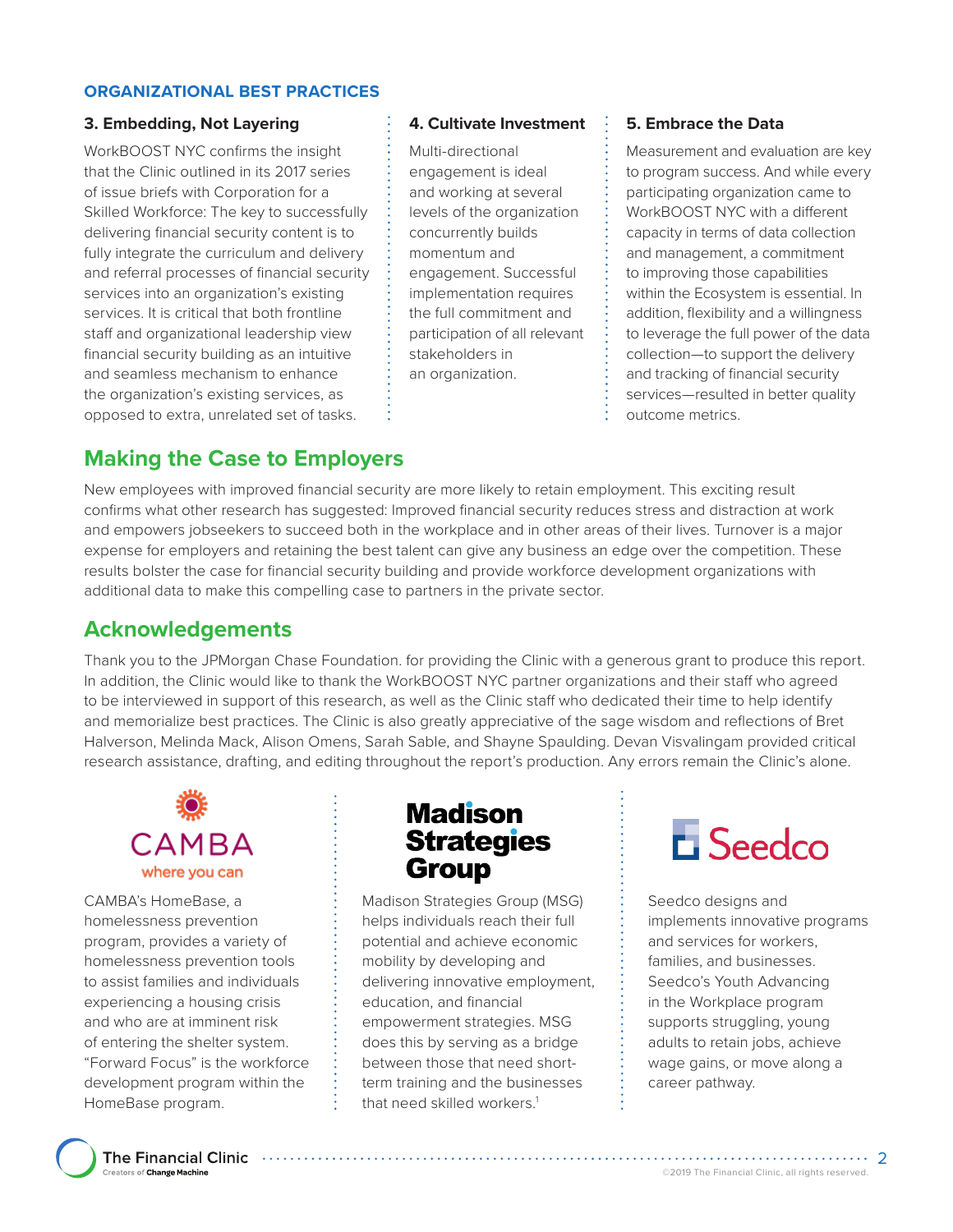## ORGANIZATIONAL BEST PRACTICES

### 3. Embedding, Not Layering

WorkBOOST NYC confirms the insight that the Clinic outlined in its 2017 series of issue briefs with Corporation for a Skilled Workforce: The key to successfully delivering financial security content is to fully integrate the curriculum and delivery and referral processes of financial security services into an organization's existing services. It is critical that both frontline staff and organizational leadership view financial security building as an intuitive and seamless mechanism to enhance the organization's existing services, as opposed to extra, unrelated set of tasks.

### 4. Cultivate Investment

Multi-directional engagement is ideal and working at several levels of the organization concurrently builds momentum and engagement. Successful implementation requires the full commitment and participation of all relevant stakeholders in an organization.

### 5. Embrace the Data

Measurement and evaluation are key to program success. And while every participating organization came to WorkBOOST NYC with a different capacity in terms of data collection and management, a commitment to improving those capabilities within the Ecosystem is essential. In addition, flexibility and a willingness to leverage the full power of the data collection—to support the delivery and tracking of financial security services—resulted in better quality outcome metrics.

## Making the Case to Employers

New employees with improved financial security are more likely to retain employment. This exciting result confirms what other research has suggested: Improved financial security reduces stress and distraction at work and empowers jobseekers to succeed both in the workplace and in other areas of their lives. Turnover is a major expense for employers and retaining the best talent can give any business an edge over the competition. These results bolster the case for financial security building and provide workforce development organizations with additional data to make this compelling case to partners in the private sector.

## Acknowledgements

Thank you to the JPMorgan Chase Foundation. for providing the Clinic with a generous grant to produce this report. In addition, the Clinic would like to thank the WorkBOOST NYC partner organizations and their staff who agreed to be interviewed in support of this research, as well as the Clinic staff who dedicated their time to help identify and memorialize best practices. The Clinic is also greatly appreciative of the sage wisdom and reflections of Bret Halverson, Melinda Mack, Alison Omens, Sarah Sable, and Shayne Spaulding. Devan Visvalingam provided critical research assistance, drafting, and editing throughout the report's production. Any errors remain the Clinic's alone.

CAMBA
where you can

CAMBA's HomeBase, a homelessness prevention program, provides a variety of homelessness prevention tools to assist families and individuals experiencing a housing crisis and who are at imminent risk of entering the shelter system. "Forward Focus" is the workforce development program within the HomeBase program.

Madison Strategies Group

Madison Strategies Group (MSG) helps individuals reach their full potential and achieve economic mobility by developing and delivering innovative employment, education, and financial empowerment strategies. MSG does this by serving as a bridge between those that need short-term training and the businesses that need skilled workers.[1]

Seedco

Seedco designs and implements innovative programs and services for workers, families, and businesses. Seedco's Youth Advancing in the Workplace program supports struggling, young adults to retain jobs, achieve wage gains, or move along a career pathway.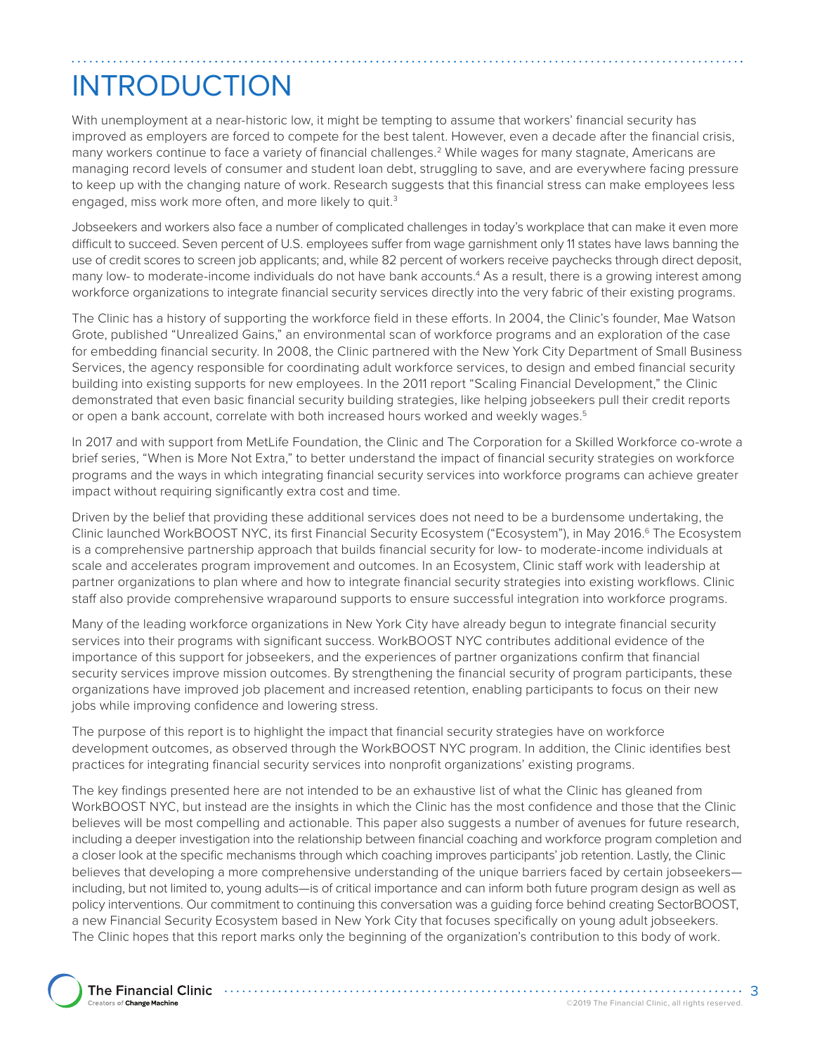# INTRODUCTION

With unemployment at a near-historic low, it might be tempting to assume that workers' financial security has improved as employers are forced to compete for the best talent. However, even a decade after the financial crisis, many workers continue to face a variety of financial challenges.[2] While wages for many stagnate, Americans are managing record levels of consumer and student loan debt, struggling to save, and are everywhere facing pressure to keep up with the changing nature of work. Research suggests that this financial stress can make employees less engaged, miss work more often, and more likely to quit.[3]

Jobseekers and workers also face a number of complicated challenges in today's workplace that can make it even more difficult to succeed. Seven percent of U.S. employees suffer from wage garnishment only 11 states have laws banning the use of credit scores to screen job applicants; and, while 82 percent of workers receive paychecks through direct deposit, many low- to moderate-income individuals do not have bank accounts.[4] As a result, there is a growing interest among workforce organizations to integrate financial security services directly into the very fabric of their existing programs.

The Clinic has a history of supporting the workforce field in these efforts. In 2004, the Clinic's founder, Mae Watson Grote, published "Unrealized Gains," an environmental scan of workforce programs and an exploration of the case for embedding financial security. In 2008, the Clinic partnered with the New York City Department of Small Business Services, the agency responsible for coordinating adult workforce services, to design and embed financial security building into existing supports for new employees. In the 2011 report "Scaling Financial Development," the Clinic demonstrated that even basic financial security building strategies, like helping jobseekers pull their credit reports or open a bank account, correlate with both increased hours worked and weekly wages.[5]

In 2017 and with support from MetLife Foundation, the Clinic and The Corporation for a Skilled Workforce co-wrote a brief series, "When is More Not Extra," to better understand the impact of financial security strategies on workforce programs and the ways in which integrating financial security services into workforce programs can achieve greater impact without requiring significantly extra cost and time.

Driven by the belief that providing these additional services does not need to be a burdensome undertaking, the Clinic launched WorkBOOST NYC, its first Financial Security Ecosystem ("Ecosystem"), in May 2016.[6] The Ecosystem is a comprehensive partnership approach that builds financial security for low- to moderate-income individuals at scale and accelerates program improvement and outcomes. In an Ecosystem, Clinic staff work with leadership at partner organizations to plan where and how to integrate financial security strategies into existing workflows. Clinic staff also provide comprehensive wraparound supports to ensure successful integration into workforce programs.

Many of the leading workforce organizations in New York City have already begun to integrate financial security services into their programs with significant success. WorkBOOST NYC contributes additional evidence of the importance of this support for jobseekers, and the experiences of partner organizations confirm that financial security services improve mission outcomes. By strengthening the financial security of program participants, these organizations have improved job placement and increased retention, enabling participants to focus on their new jobs while improving confidence and lowering stress.

The purpose of this report is to highlight the impact that financial security strategies have on workforce development outcomes, as observed through the WorkBOOST NYC program. In addition, the Clinic identifies best practices for integrating financial security services into nonprofit organizations' existing programs.

The key findings presented here are not intended to be an exhaustive list of what the Clinic has gleaned from WorkBOOST NYC, but instead are the insights in which the Clinic has the most confidence and those that the Clinic believes will be most compelling and actionable. This paper also suggests a number of avenues for future research, including a deeper investigation into the relationship between financial coaching and workforce program completion and a closer look at the specific mechanisms through which coaching improves participants' job retention. Lastly, the Clinic believes that developing a more comprehensive understanding of the unique barriers faced by certain jobseekers—including, but not limited to, young adults—is of critical importance and can inform both future program design as well as policy interventions. Our commitment to continuing this conversation was a guiding force behind creating SectorBOOST, a new Financial Security Ecosystem based in New York City that focuses specifically on young adult jobseekers. The Clinic hopes that this report marks only the beginning of the organization's contribution to this body of work.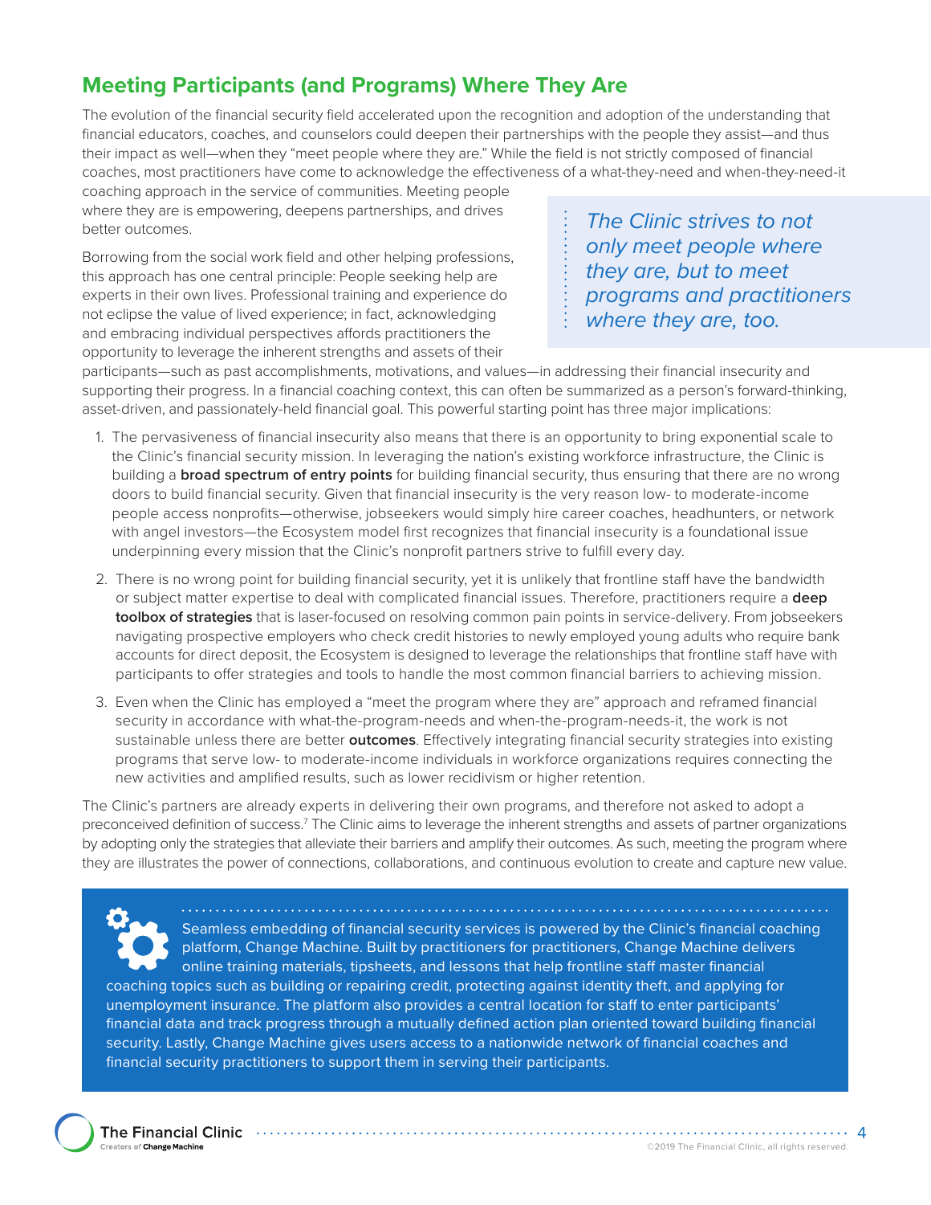## Meeting Participants (and Programs) Where They Are

The evolution of the financial security field accelerated upon the recognition and adoption of the understanding that financial educators, coaches, and counselors could deepen their partnerships with the people they assist—and thus their impact as well—when they "meet people where they are." While the field is not strictly composed of financial coaches, most practitioners have come to acknowledge the effectiveness of a what-they-need and when-they-need-it coaching approach in the service of communities. Meeting people where they are is empowering, deepens partnerships, and drives better outcomes.

> *The Clinic strives to not only meet people where they are, but to meet programs and practitioners where they are, too.*

Borrowing from the social work field and other helping professions, this approach has one central principle: People seeking help are experts in their own lives. Professional training and experience do not eclipse the value of lived experience; in fact, acknowledging and embracing individual perspectives affords practitioners the opportunity to leverage the inherent strengths and assets of their participants—such as past accomplishments, motivations, and values—in addressing their financial insecurity and supporting their progress. In a financial coaching context, this can often be summarized as a person's forward-thinking, asset-driven, and passionately-held financial goal. This powerful starting point has three major implications:

1. The pervasiveness of financial insecurity also means that there is an opportunity to bring exponential scale to the Clinic's financial security mission. In leveraging the nation's existing workforce infrastructure, the Clinic is building a **broad spectrum of entry points** for building financial security, thus ensuring that there are no wrong doors to build financial security. Given that financial insecurity is the very reason low- to moderate-income people access nonprofits—otherwise, jobseekers would simply hire career coaches, headhunters, or network with angel investors—the Ecosystem model first recognizes that financial insecurity is a foundational issue underpinning every mission that the Clinic's nonprofit partners strive to fulfill every day.
2. There is no wrong point for building financial security, yet it is unlikely that frontline staff have the bandwidth or subject matter expertise to deal with complicated financial issues. Therefore, practitioners require a **deep toolbox of strategies** that is laser-focused on resolving common pain points in service-delivery. From jobseekers navigating prospective employers who check credit histories to newly employed young adults who require bank accounts for direct deposit, the Ecosystem is designed to leverage the relationships that frontline staff have with participants to offer strategies and tools to handle the most common financial barriers to achieving mission.
3. Even when the Clinic has employed a "meet the program where they are" approach and reframed financial security in accordance with what-the-program-needs and when-the-program-needs-it, the work is not sustainable unless there are better **outcomes**. Effectively integrating financial security strategies into existing programs that serve low- to moderate-income individuals in workforce organizations requires connecting the new activities and amplified results, such as lower recidivism or higher retention.

The Clinic's partners are already experts in delivering their own programs, and therefore not asked to adopt a preconceived definition of success.[7] The Clinic aims to leverage the inherent strengths and assets of partner organizations by adopting only the strategies that alleviate their barriers and amplify their outcomes. As such, meeting the program where they are illustrates the power of connections, collaborations, and continuous evolution to create and capture new value.

> Seamless embedding of financial security services is powered by the Clinic's financial coaching platform, Change Machine. Built by practitioners for practitioners, Change Machine delivers online training materials, tipsheets, and lessons that help frontline staff master financial coaching topics such as building or repairing credit, protecting against identity theft, and applying for unemployment insurance. The platform also provides a central location for staff to enter participants' financial data and track progress through a mutually defined action plan oriented toward building financial security. Lastly, Change Machine gives users access to a nationwide network of financial coaches and financial security practitioners to support them in serving their participants.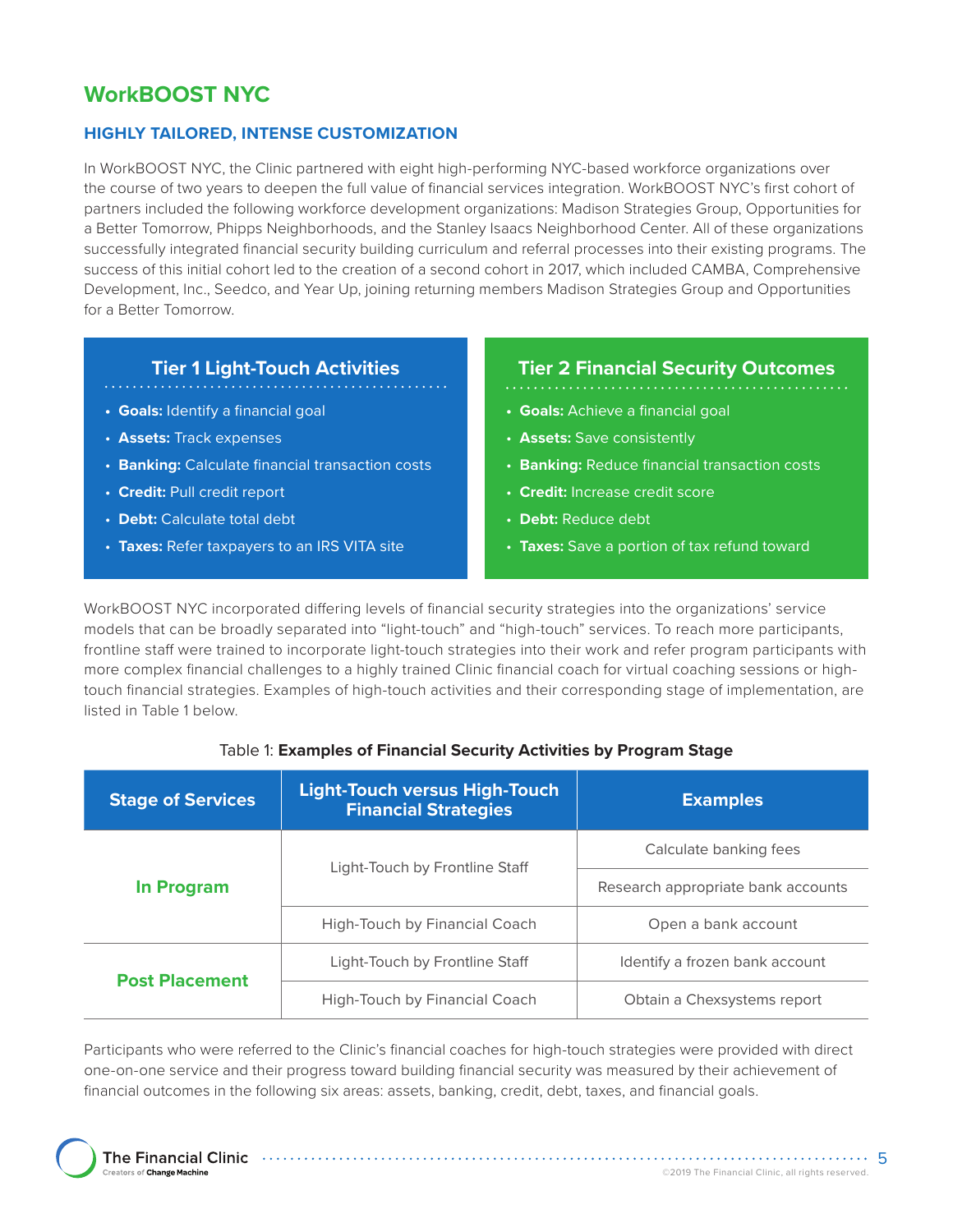# WorkBOOST NYC

## HIGHLY TAILORED, INTENSE CUSTOMIZATION

In WorkBOOST NYC, the Clinic partnered with eight high-performing NYC-based workforce organizations over the course of two years to deepen the full value of financial services integration. WorkBOOST NYC's first cohort of partners included the following workforce development organizations: Madison Strategies Group, Opportunities for a Better Tomorrow, Phipps Neighborhoods, and the Stanley Isaacs Neighborhood Center. All of these organizations successfully integrated financial security building curriculum and referral processes into their existing programs. The success of this initial cohort led to the creation of a second cohort in 2017, which included CAMBA, Comprehensive Development, Inc., Seedco, and Year Up, joining returning members Madison Strategies Group and Opportunities for a Better Tomorrow.

### Tier 1 Light-Touch Activities

- **Goals:** Identify a financial goal
- **Assets:** Track expenses
- **Banking:** Calculate financial transaction costs
- **Credit:** Pull credit report
- **Debt:** Calculate total debt
- **Taxes:** Refer taxpayers to an IRS VITA site

### Tier 2 Financial Security Outcomes

- **Goals:** Achieve a financial goal
- **Assets:** Save consistently
- **Banking:** Reduce financial transaction costs
- **Credit:** Increase credit score
- **Debt:** Reduce debt
- **Taxes:** Save a portion of tax refund toward

WorkBOOST NYC incorporated differing levels of financial security strategies into the organizations' service models that can be broadly separated into "light-touch" and "high-touch" services. To reach more participants, frontline staff were trained to incorporate light-touch strategies into their work and refer program participants with more complex financial challenges to a highly trained Clinic financial coach for virtual coaching sessions or high-touch financial strategies. Examples of high-touch activities and their corresponding stage of implementation, are listed in Table 1 below.

Table 1: **Examples of Financial Security Activities by Program Stage**

| Stage of Services | Light-Touch versus High-Touch Financial Strategies | Examples |
|---|---|---|
| In Program | Light-Touch by Frontline Staff | Calculate banking fees |
| | | Research appropriate bank accounts |
| | High-Touch by Financial Coach | Open a bank account |
| Post Placement | Light-Touch by Frontline Staff | Identify a frozen bank account |
| | High-Touch by Financial Coach | Obtain a Chexsystems report |

Participants who were referred to the Clinic's financial coaches for high-touch strategies were provided with direct one-on-one service and their progress toward building financial security was measured by their achievement of financial outcomes in the following six areas: assets, banking, credit, debt, taxes, and financial goals.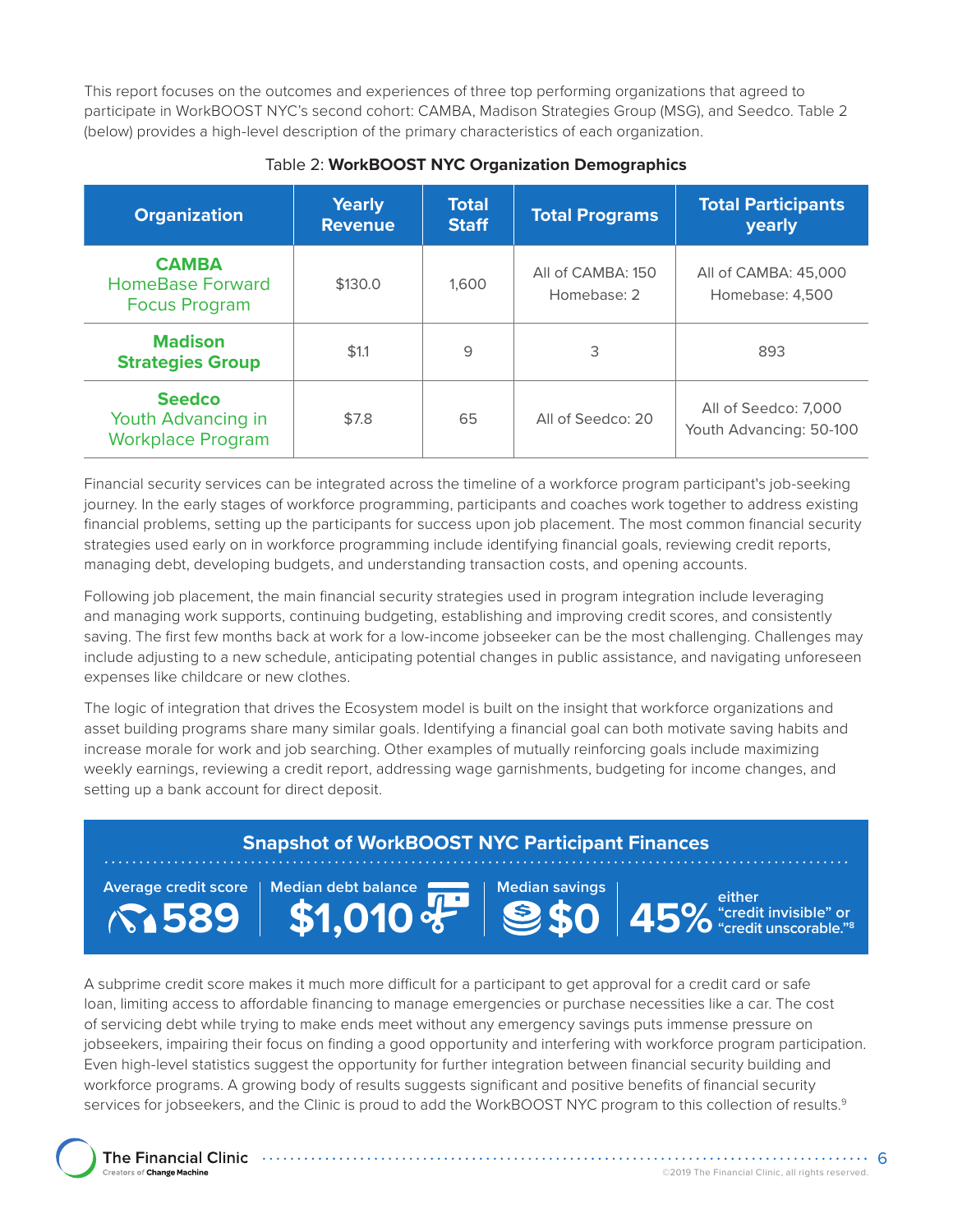This report focuses on the outcomes and experiences of three top performing organizations that agreed to participate in WorkBOOST NYC's second cohort: CAMBA, Madison Strategies Group (MSG), and Seedco. Table 2 (below) provides a high-level description of the primary characteristics of each organization.

Table 2: **WorkBOOST NYC Organization Demographics**

| Organization | Yearly Revenue | Total Staff | Total Programs | Total Participants yearly |
|---|---|---|---|---|
| **CAMBA** HomeBase Forward Focus Program | $130.0 | 1,600 | All of CAMBA: 150 Homebase: 2 | All of CAMBA: 45,000 Homebase: 4,500 |
| **Madison Strategies Group** | $1.1 | 9 | 3 | 893 |
| **Seedco** Youth Advancing in Workplace Program | $7.8 | 65 | All of Seedco: 20 | All of Seedco: 7,000 Youth Advancing: 50-100 |

Financial security services can be integrated across the timeline of a workforce program participant's job-seeking journey. In the early stages of workforce programming, participants and coaches work together to address existing financial problems, setting up the participants for success upon job placement. The most common financial security strategies used early on in workforce programming include identifying financial goals, reviewing credit reports, managing debt, developing budgets, and understanding transaction costs, and opening accounts.

Following job placement, the main financial security strategies used in program integration include leveraging and managing work supports, continuing budgeting, establishing and improving credit scores, and consistently saving. The first few months back at work for a low-income jobseeker can be the most challenging. Challenges may include adjusting to a new schedule, anticipating potential changes in public assistance, and navigating unforeseen expenses like childcare or new clothes.

The logic of integration that drives the Ecosystem model is built on the insight that workforce organizations and asset building programs share many similar goals. Identifying a financial goal can both motivate saving habits and increase morale for work and job searching. Other examples of mutually reinforcing goals include maximizing weekly earnings, reviewing a credit report, addressing wage garnishments, budgeting for income changes, and setting up a bank account for direct deposit.

**Snapshot of WorkBOOST NYC Participant Finances**

| Average credit score | Median debt balance | Median savings | |
|---|---|---|---|
| **589** | **$1,010** | **$0** | **45%** either "credit invisible" or "credit unscorable."[8] |

A subprime credit score makes it much more difficult for a participant to get approval for a credit card or safe loan, limiting access to affordable financing to manage emergencies or purchase necessities like a car. The cost of servicing debt while trying to make ends meet without any emergency savings puts immense pressure on jobseekers, impairing their focus on finding a good opportunity and interfering with workforce program participation. Even high-level statistics suggest the opportunity for further integration between financial security building and workforce programs. A growing body of results suggests significant and positive benefits of financial security services for jobseekers, and the Clinic is proud to add the WorkBOOST NYC program to this collection of results.[9]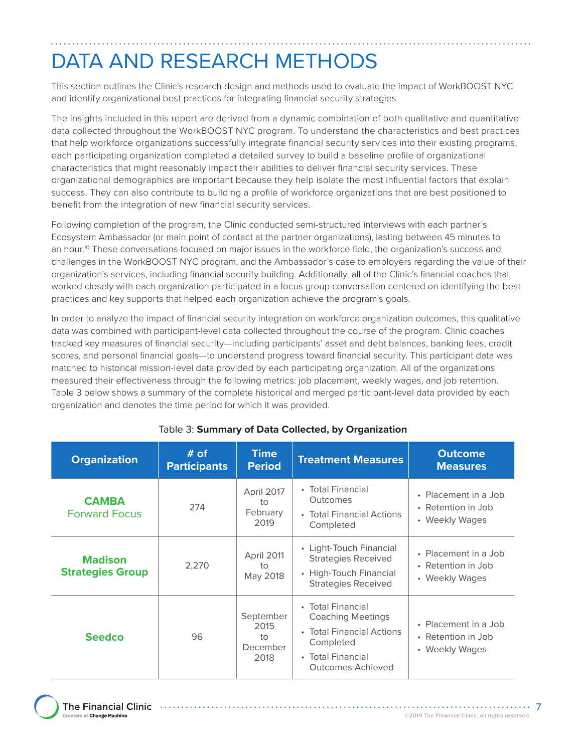# DATA AND RESEARCH METHODS

This section outlines the Clinic's research design and methods used to evaluate the impact of WorkBOOST NYC and identify organizational best practices for integrating financial security strategies.

The insights included in this report are derived from a dynamic combination of both qualitative and quantitative data collected throughout the WorkBOOST NYC program. To understand the characteristics and best practices that help workforce organizations successfully integrate financial security services into their existing programs, each participating organization completed a detailed survey to build a baseline profile of organizational characteristics that might reasonably impact their abilities to deliver financial security services. These organizational demographics are important because they help isolate the most influential factors that explain success. They can also contribute to building a profile of workforce organizations that are best positioned to benefit from the integration of new financial security services.

Following completion of the program, the Clinic conducted semi-structured interviews with each partner's Ecosystem Ambassador (or main point of contact at the partner organizations), lasting between 45 minutes to an hour.[10] These conversations focused on major issues in the workforce field, the organization's success and challenges in the WorkBOOST NYC program, and the Ambassador's case to employers regarding the value of their organization's services, including financial security building. Additionally, all of the Clinic's financial coaches that worked closely with each organization participated in a focus group conversation centered on identifying the best practices and key supports that helped each organization achieve the program's goals.

In order to analyze the impact of financial security integration on workforce organization outcomes, this qualitative data was combined with participant-level data collected throughout the course of the program. Clinic coaches tracked key measures of financial security—including participants' asset and debt balances, banking fees, credit scores, and personal financial goals—to understand progress toward financial security. This participant data was matched to historical mission-level data provided by each participating organization. All of the organizations measured their effectiveness through the following metrics: job placement, weekly wages, and job retention. Table 3 below shows a summary of the complete historical and merged participant-level data provided by each organization and denotes the time period for which it was provided.

Table 3: **Summary of Data Collected, by Organization**

| Organization | # of Participants | Time Period | Treatment Measures | Outcome Measures |
|---|---|---|---|---|
| **CAMBA** Forward Focus | 274 | April 2017 to February 2019 | • Total Financial Outcomes<br>• Total Financial Actions Completed | • Placement in a Job<br>• Retention in Job<br>• Weekly Wages |
| **Madison Strategies Group** | 2,270 | April 2011 to May 2018 | • Light-Touch Financial Strategies Received<br>• High-Touch Financial Strategies Received | • Placement in a Job<br>• Retention in Job<br>• Weekly Wages |
| **Seedco** | 96 | September 2015 to December 2018 | • Total Financial Coaching Meetings<br>• Total Financial Actions Completed<br>• Total Financial Outcomes Achieved | • Placement in a Job<br>• Retention in Job<br>• Weekly Wages |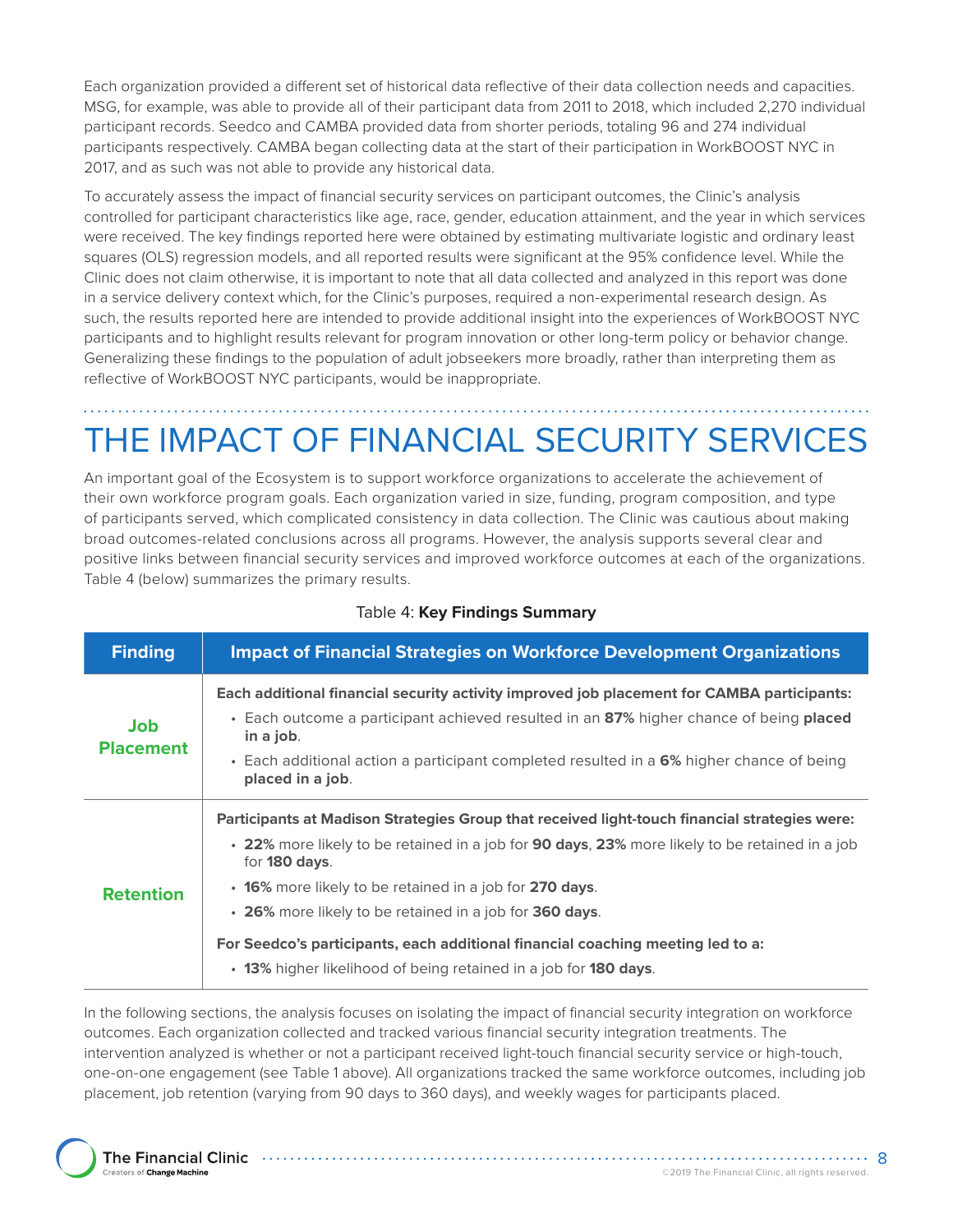Each organization provided a different set of historical data reflective of their data collection needs and capacities. MSG, for example, was able to provide all of their participant data from 2011 to 2018, which included 2,270 individual participant records. Seedco and CAMBA provided data from shorter periods, totaling 96 and 274 individual participants respectively. CAMBA began collecting data at the start of their participation in WorkBOOST NYC in 2017, and as such was not able to provide any historical data.

To accurately assess the impact of financial security services on participant outcomes, the Clinic's analysis controlled for participant characteristics like age, race, gender, education attainment, and the year in which services were received. The key findings reported here were obtained by estimating multivariate logistic and ordinary least squares (OLS) regression models, and all reported results were significant at the 95% confidence level. While the Clinic does not claim otherwise, it is important to note that all data collected and analyzed in this report was done in a service delivery context which, for the Clinic's purposes, required a non-experimental research design. As such, the results reported here are intended to provide additional insight into the experiences of WorkBOOST NYC participants and to highlight results relevant for program innovation or other long-term policy or behavior change. Generalizing these findings to the population of adult jobseekers more broadly, rather than interpreting them as reflective of WorkBOOST NYC participants, would be inappropriate.

# THE IMPACT OF FINANCIAL SECURITY SERVICES

An important goal of the Ecosystem is to support workforce organizations to accelerate the achievement of their own workforce program goals. Each organization varied in size, funding, program composition, and type of participants served, which complicated consistency in data collection. The Clinic was cautious about making broad outcomes-related conclusions across all programs. However, the analysis supports several clear and positive links between financial security services and improved workforce outcomes at each of the organizations. Table 4 (below) summarizes the primary results.

Table 4: **Key Findings Summary**

| Finding | Impact of Financial Strategies on Workforce Development Organizations |
|---|---|
| **Job Placement** | **Each additional financial security activity improved job placement for CAMBA participants:**<br>• Each outcome a participant achieved resulted in an **87%** higher chance of being **placed in a job**.<br>• Each additional action a participant completed resulted in a **6%** higher chance of being **placed in a job**. |
| **Retention** | **Participants at Madison Strategies Group that received light-touch financial strategies were:**<br>• **22%** more likely to be retained in a job for **90 days**, **23%** more likely to be retained in a job for **180 days**.<br>• **16%** more likely to be retained in a job for **270 days**.<br>• **26%** more likely to be retained in a job for **360 days**.<br>**For Seedco's participants, each additional financial coaching meeting led to a:**<br>• **13%** higher likelihood of being retained in a job for **180 days**. |

In the following sections, the analysis focuses on isolating the impact of financial security integration on workforce outcomes. Each organization collected and tracked various financial security integration treatments. The intervention analyzed is whether or not a participant received light-touch financial security service or high-touch, one-on-one engagement (see Table 1 above). All organizations tracked the same workforce outcomes, including job placement, job retention (varying from 90 days to 360 days), and weekly wages for participants placed.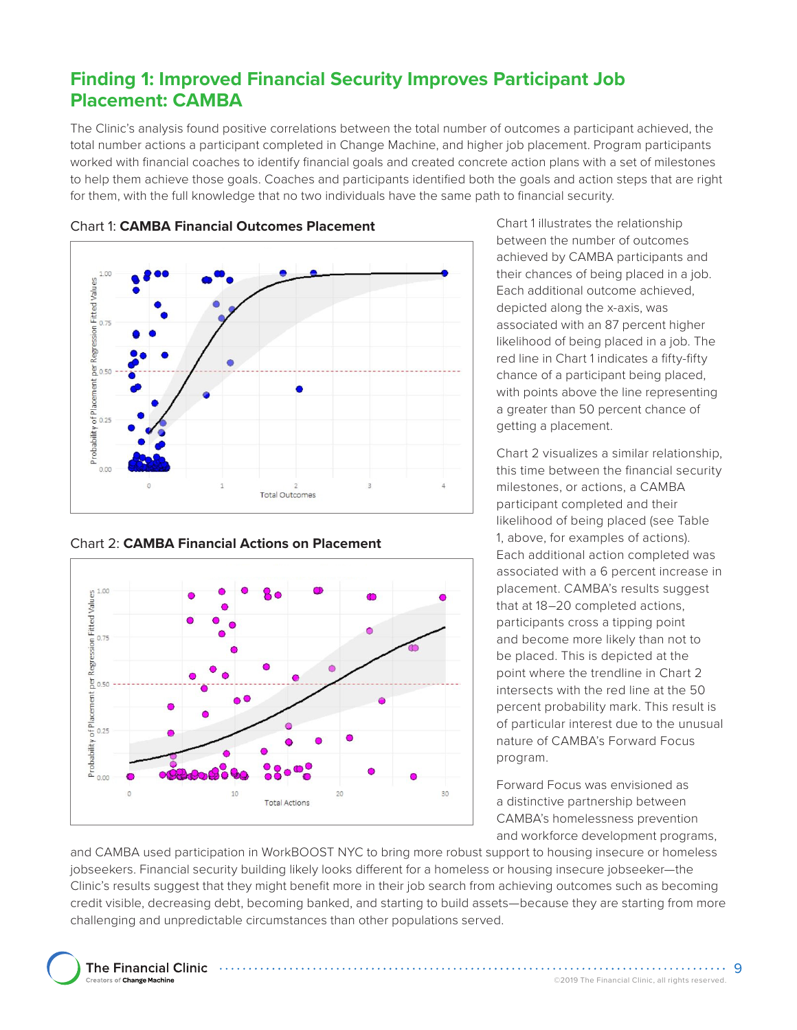## Finding 1: Improved Financial Security Improves Participant Job Placement: CAMBA

The Clinic's analysis found positive correlations between the total number of outcomes a participant achieved, the total number actions a participant completed in Change Machine, and higher job placement. Program participants worked with financial coaches to identify financial goals and created concrete action plans with a set of milestones to help them achieve those goals. Coaches and participants identified both the goals and action steps that are right for them, with the full knowledge that no two individuals have the same path to financial security.

Chart 1: **CAMBA Financial Outcomes Placement**

Chart 2: **CAMBA Financial Actions on Placement**

Chart 1 illustrates the relationship between the number of outcomes achieved by CAMBA participants and their chances of being placed in a job. Each additional outcome achieved, depicted along the x-axis, was associated with an 87 percent higher likelihood of being placed in a job. The red line in Chart 1 indicates a fifty-fifty chance of a participant being placed, with points above the line representing a greater than 50 percent chance of getting a placement.

Chart 2 visualizes a similar relationship, this time between the financial security milestones, or actions, a CAMBA participant completed and their likelihood of being placed (see Table 1, above, for examples of actions). Each additional action completed was associated with a 6 percent increase in placement. CAMBA's results suggest that at 18–20 completed actions, participants cross a tipping point and become more likely than not to be placed. This is depicted at the point where the trendline in Chart 2 intersects with the red line at the 50 percent probability mark. This result is of particular interest due to the unusual nature of CAMBA's Forward Focus program.

Forward Focus was envisioned as a distinctive partnership between CAMBA's homelessness prevention and workforce development programs, and CAMBA used participation in WorkBOOST NYC to bring more robust support to housing insecure or homeless jobseekers. Financial security building likely looks different for a homeless or housing insecure jobseeker—the Clinic's results suggest that they might benefit more in their job search from achieving outcomes such as becoming credit visible, decreasing debt, becoming banked, and starting to build assets—because they are starting from more challenging and unpredictable circumstances than other populations served.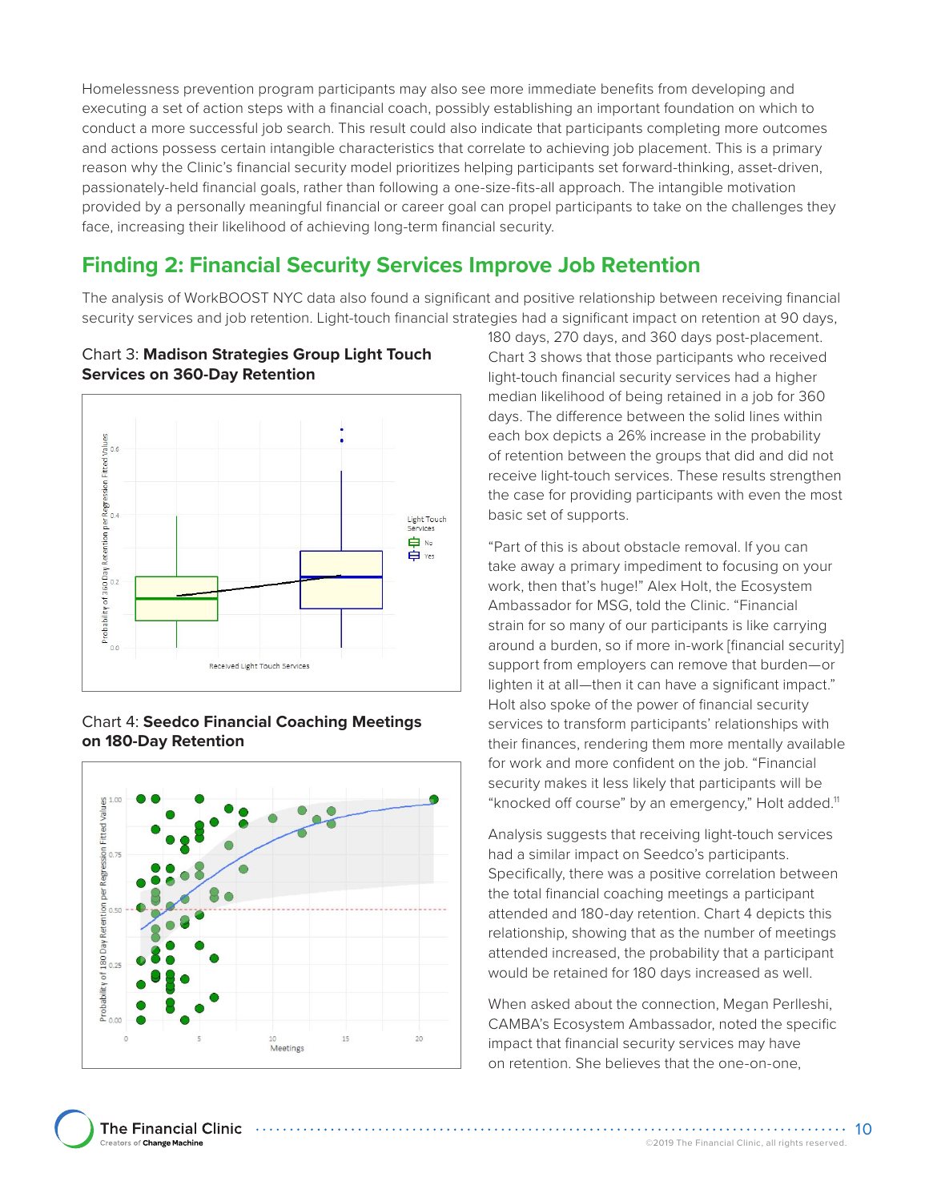Homelessness prevention program participants may also see more immediate benefits from developing and executing a set of action steps with a financial coach, possibly establishing an important foundation on which to conduct a more successful job search. This result could also indicate that participants completing more outcomes and actions possess certain intangible characteristics that correlate to achieving job placement. This is a primary reason why the Clinic's financial security model prioritizes helping participants set forward-thinking, asset-driven, passionately-held financial goals, rather than following a one-size-fits-all approach. The intangible motivation provided by a personally meaningful financial or career goal can propel participants to take on the challenges they face, increasing their likelihood of achieving long-term financial security.

## Finding 2: Financial Security Services Improve Job Retention

The analysis of WorkBOOST NYC data also found a significant and positive relationship between receiving financial security services and job retention. Light-touch financial strategies had a significant impact on retention at 90 days, 180 days, 270 days, and 360 days post-placement. Chart 3 shows that those participants who received light-touch financial security services had a higher median likelihood of being retained in a job for 360 days. The difference between the solid lines within each box depicts a 26% increase in the probability of retention between the groups that did and did not receive light-touch services. These results strengthen the case for providing participants with even the most basic set of supports.

Chart 3: **Madison Strategies Group Light Touch Services on 360-Day Retention**

Chart 4: **Seedco Financial Coaching Meetings on 180-Day Retention**

"Part of this is about obstacle removal. If you can take away a primary impediment to focusing on your work, then that's huge!" Alex Holt, the Ecosystem Ambassador for MSG, told the Clinic. "Financial strain for so many of our participants is like carrying around a burden, so if more in-work [financial security] support from employers can remove that burden—or lighten it at all—then it can have a significant impact." Holt also spoke of the power of financial security services to transform participants' relationships with their finances, rendering them more mentally available for work and more confident on the job. "Financial security makes it less likely that participants will be "knocked off course" by an emergency," Holt added.[11]

Analysis suggests that receiving light-touch services had a similar impact on Seedco's participants. Specifically, there was a positive correlation between the total financial coaching meetings a participant attended and 180-day retention. Chart 4 depicts this relationship, showing that as the number of meetings attended increased, the probability that a participant would be retained for 180 days increased as well.

When asked about the connection, Megan Perlleshi, CAMBA's Ecosystem Ambassador, noted the specific impact that financial security services may have on retention. She believes that the one-on-one,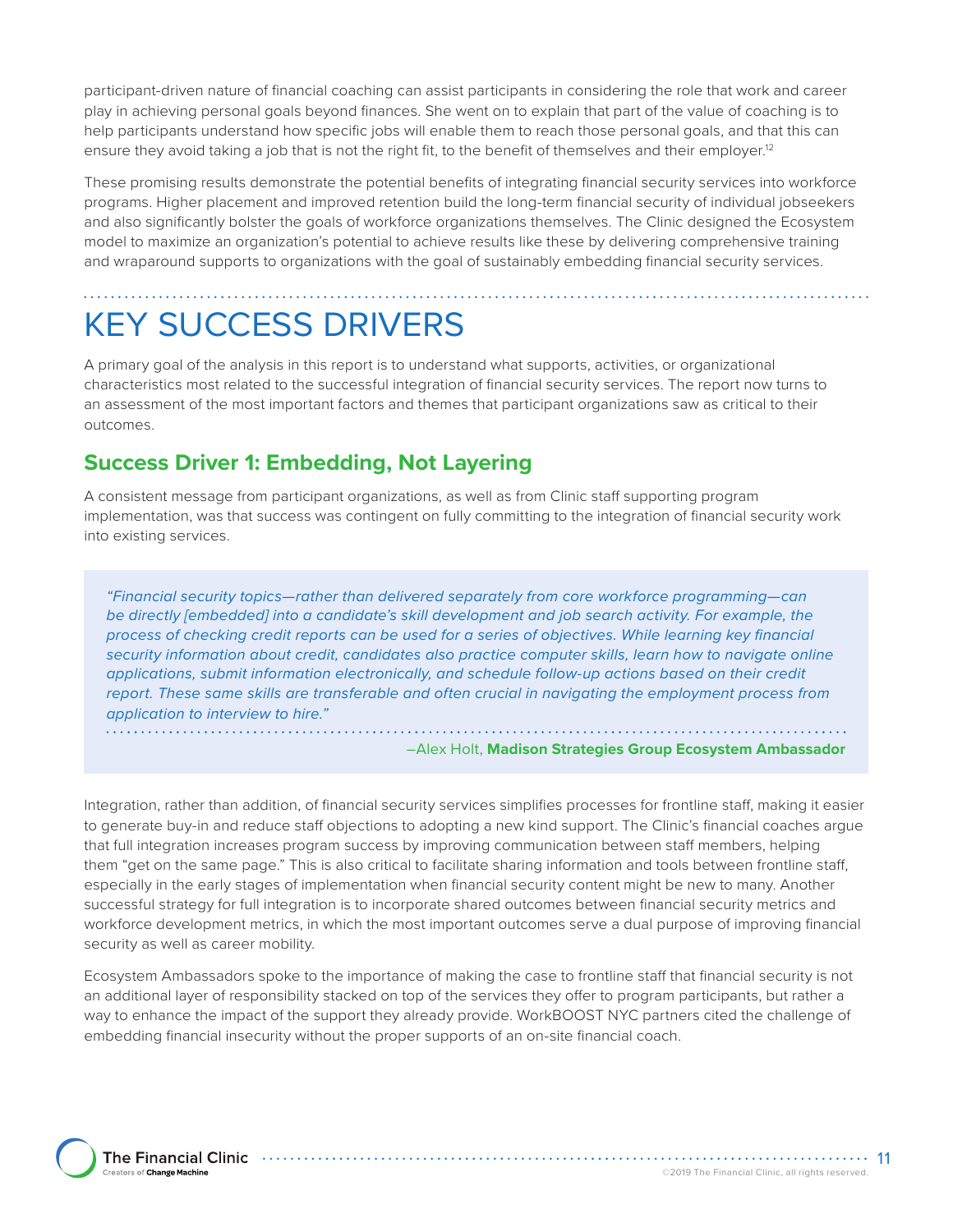participant-driven nature of financial coaching can assist participants in considering the role that work and career play in achieving personal goals beyond finances. She went on to explain that part of the value of coaching is to help participants understand how specific jobs will enable them to reach those personal goals, and that this can ensure they avoid taking a job that is not the right fit, to the benefit of themselves and their employer.[12]

These promising results demonstrate the potential benefits of integrating financial security services into workforce programs. Higher placement and improved retention build the long-term financial security of individual jobseekers and also significantly bolster the goals of workforce organizations themselves. The Clinic designed the Ecosystem model to maximize an organization's potential to achieve results like these by delivering comprehensive training and wraparound supports to organizations with the goal of sustainably embedding financial security services.

# KEY SUCCESS DRIVERS

A primary goal of the analysis in this report is to understand what supports, activities, or organizational characteristics most related to the successful integration of financial security services. The report now turns to an assessment of the most important factors and themes that participant organizations saw as critical to their outcomes.

## Success Driver 1: Embedding, Not Layering

A consistent message from participant organizations, as well as from Clinic staff supporting program implementation, was that success was contingent on fully committing to the integration of financial security work into existing services.

> *"Financial security topics—rather than delivered separately from core workforce programming—can be directly [embedded] into a candidate's skill development and job search activity. For example, the process of checking credit reports can be used for a series of objectives. While learning key financial security information about credit, candidates also practice computer skills, learn how to navigate online applications, submit information electronically, and schedule follow-up actions based on their credit report. These same skills are transferable and often crucial in navigating the employment process from application to interview to hire."*
>
> –Alex Holt, **Madison Strategies Group Ecosystem Ambassador**

Integration, rather than addition, of financial security services simplifies processes for frontline staff, making it easier to generate buy-in and reduce staff objections to adopting a new kind support. The Clinic's financial coaches argue that full integration increases program success by improving communication between staff members, helping them "get on the same page." This is also critical to facilitate sharing information and tools between frontline staff, especially in the early stages of implementation when financial security content might be new to many. Another successful strategy for full integration is to incorporate shared outcomes between financial security metrics and workforce development metrics, in which the most important outcomes serve a dual purpose of improving financial security as well as career mobility.

Ecosystem Ambassadors spoke to the importance of making the case to frontline staff that financial security is not an additional layer of responsibility stacked on top of the services they offer to program participants, but rather a way to enhance the impact of the support they already provide. WorkBOOST NYC partners cited the challenge of embedding financial insecurity without the proper supports of an on-site financial coach.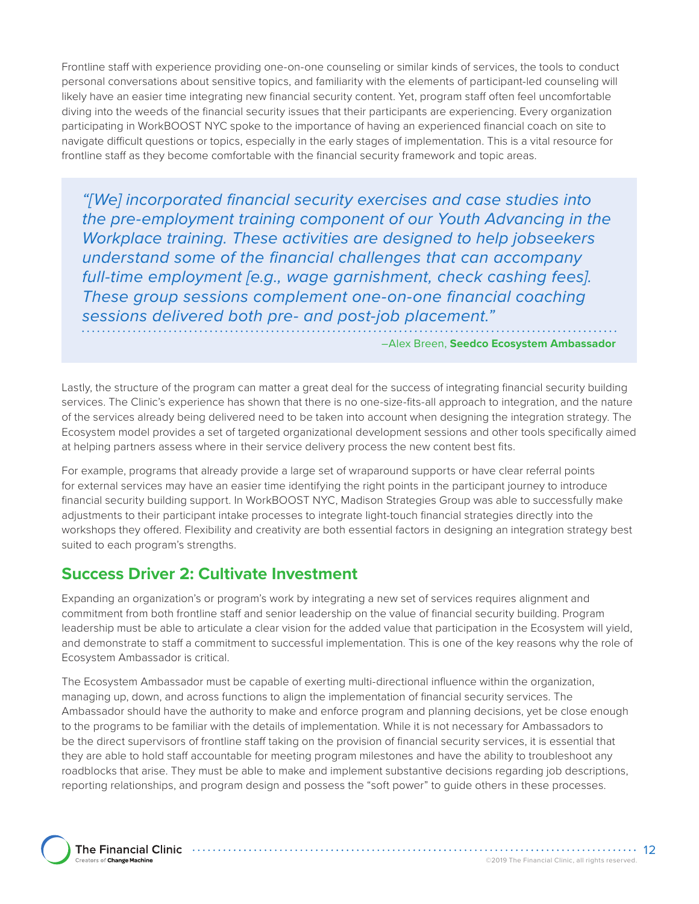Frontline staff with experience providing one-on-one counseling or similar kinds of services, the tools to conduct personal conversations about sensitive topics, and familiarity with the elements of participant-led counseling will likely have an easier time integrating new financial security content. Yet, program staff often feel uncomfortable diving into the weeds of the financial security issues that their participants are experiencing. Every organization participating in WorkBOOST NYC spoke to the importance of having an experienced financial coach on site to navigate difficult questions or topics, especially in the early stages of implementation. This is a vital resource for frontline staff as they become comfortable with the financial security framework and topic areas.

> *"[We] incorporated financial security exercises and case studies into the pre-employment training component of our Youth Advancing in the Workplace training. These activities are designed to help jobseekers understand some of the financial challenges that can accompany full-time employment [e.g., wage garnishment, check cashing fees]. These group sessions complement one-on-one financial coaching sessions delivered both pre- and post-job placement."*
>
> –Alex Breen, **Seedco Ecosystem Ambassador**

Lastly, the structure of the program can matter a great deal for the success of integrating financial security building services. The Clinic's experience has shown that there is no one-size-fits-all approach to integration, and the nature of the services already being delivered need to be taken into account when designing the integration strategy. The Ecosystem model provides a set of targeted organizational development sessions and other tools specifically aimed at helping partners assess where in their service delivery process the new content best fits.

For example, programs that already provide a large set of wraparound supports or have clear referral points for external services may have an easier time identifying the right points in the participant journey to introduce financial security building support. In WorkBOOST NYC, Madison Strategies Group was able to successfully make adjustments to their participant intake processes to integrate light-touch financial strategies directly into the workshops they offered. Flexibility and creativity are both essential factors in designing an integration strategy best suited to each program's strengths.

## Success Driver 2: Cultivate Investment

Expanding an organization's or program's work by integrating a new set of services requires alignment and commitment from both frontline staff and senior leadership on the value of financial security building. Program leadership must be able to articulate a clear vision for the added value that participation in the Ecosystem will yield, and demonstrate to staff a commitment to successful implementation. This is one of the key reasons why the role of Ecosystem Ambassador is critical.

The Ecosystem Ambassador must be capable of exerting multi-directional influence within the organization, managing up, down, and across functions to align the implementation of financial security services. The Ambassador should have the authority to make and enforce program and planning decisions, yet be close enough to the programs to be familiar with the details of implementation. While it is not necessary for Ambassadors to be the direct supervisors of frontline staff taking on the provision of financial security services, it is essential that they are able to hold staff accountable for meeting program milestones and have the ability to troubleshoot any roadblocks that arise. They must be able to make and implement substantive decisions regarding job descriptions, reporting relationships, and program design and possess the "soft power" to guide others in these processes.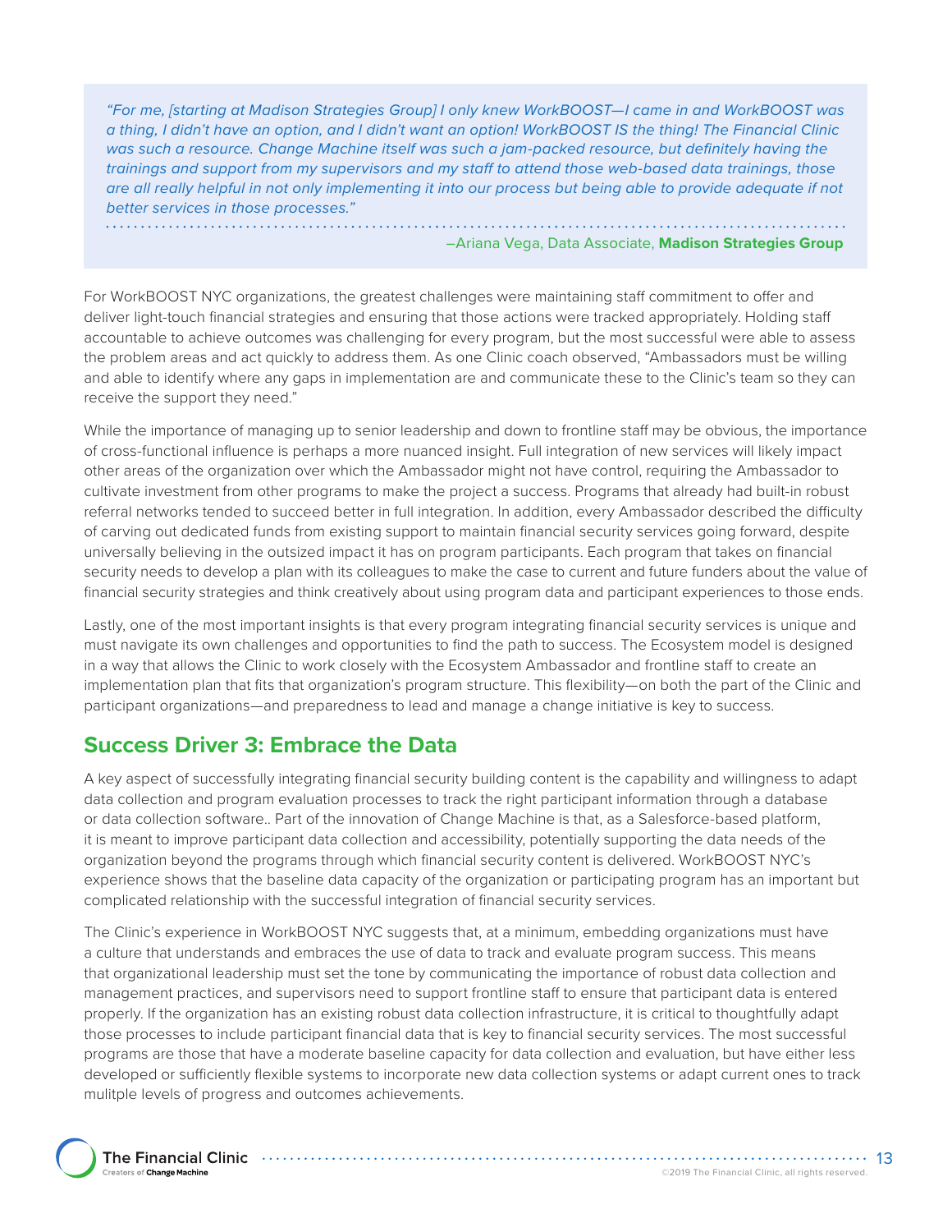> *"For me, [starting at Madison Strategies Group] I only knew WorkBOOST—I came in and WorkBOOST was a thing, I didn't have an option, and I didn't want an option! WorkBOOST IS the thing! The Financial Clinic was such a resource. Change Machine itself was such a jam-packed resource, but definitely having the trainings and support from my supervisors and my staff to attend those web-based data trainings, those are all really helpful in not only implementing it into our process but being able to provide adequate if not better services in those processes."*
>
> –Ariana Vega, Data Associate, **Madison Strategies Group**

For WorkBOOST NYC organizations, the greatest challenges were maintaining staff commitment to offer and deliver light-touch financial strategies and ensuring that those actions were tracked appropriately. Holding staff accountable to achieve outcomes was challenging for every program, but the most successful were able to assess the problem areas and act quickly to address them. As one Clinic coach observed, "Ambassadors must be willing and able to identify where any gaps in implementation are and communicate these to the Clinic's team so they can receive the support they need."

While the importance of managing up to senior leadership and down to frontline staff may be obvious, the importance of cross-functional influence is perhaps a more nuanced insight. Full integration of new services will likely impact other areas of the organization over which the Ambassador might not have control, requiring the Ambassador to cultivate investment from other programs to make the project a success. Programs that already had built-in robust referral networks tended to succeed better in full integration. In addition, every Ambassador described the difficulty of carving out dedicated funds from existing support to maintain financial security services going forward, despite universally believing in the outsized impact it has on program participants. Each program that takes on financial security needs to develop a plan with its colleagues to make the case to current and future funders about the value of financial security strategies and think creatively about using program data and participant experiences to those ends.

Lastly, one of the most important insights is that every program integrating financial security services is unique and must navigate its own challenges and opportunities to find the path to success. The Ecosystem model is designed in a way that allows the Clinic to work closely with the Ecosystem Ambassador and frontline staff to create an implementation plan that fits that organization's program structure. This flexibility—on both the part of the Clinic and participant organizations—and preparedness to lead and manage a change initiative is key to success.

## Success Driver 3: Embrace the Data

A key aspect of successfully integrating financial security building content is the capability and willingness to adapt data collection and program evaluation processes to track the right participant information through a database or data collection software.. Part of the innovation of Change Machine is that, as a Salesforce-based platform, it is meant to improve participant data collection and accessibility, potentially supporting the data needs of the organization beyond the programs through which financial security content is delivered. WorkBOOST NYC's experience shows that the baseline data capacity of the organization or participating program has an important but complicated relationship with the successful integration of financial security services.

The Clinic's experience in WorkBOOST NYC suggests that, at a minimum, embedding organizations must have a culture that understands and embraces the use of data to track and evaluate program success. This means that organizational leadership must set the tone by communicating the importance of robust data collection and management practices, and supervisors need to support frontline staff to ensure that participant data is entered properly. If the organization has an existing robust data collection infrastructure, it is critical to thoughtfully adapt those processes to include participant financial data that is key to financial security services. The most successful programs are those that have a moderate baseline capacity for data collection and evaluation, but have either less developed or sufficiently flexible systems to incorporate new data collection systems or adapt current ones to track mulitple levels of progress and outcomes achievements.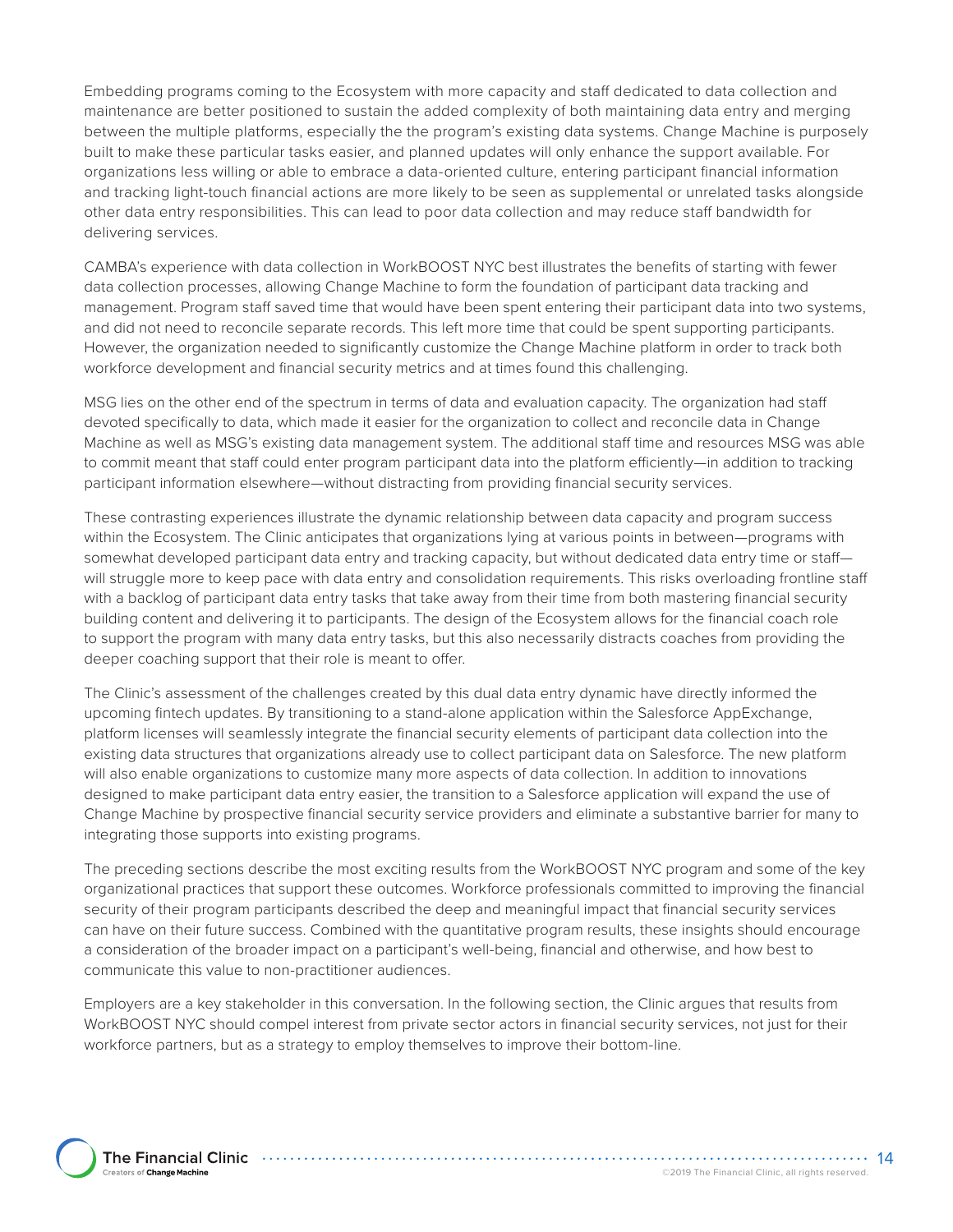Embedding programs coming to the Ecosystem with more capacity and staff dedicated to data collection and maintenance are better positioned to sustain the added complexity of both maintaining data entry and merging between the multiple platforms, especially the the program's existing data systems. Change Machine is purposely built to make these particular tasks easier, and planned updates will only enhance the support available. For organizations less willing or able to embrace a data-oriented culture, entering participant financial information and tracking light-touch financial actions are more likely to be seen as supplemental or unrelated tasks alongside other data entry responsibilities. This can lead to poor data collection and may reduce staff bandwidth for delivering services.

CAMBA's experience with data collection in WorkBOOST NYC best illustrates the benefits of starting with fewer data collection processes, allowing Change Machine to form the foundation of participant data tracking and management. Program staff saved time that would have been spent entering their participant data into two systems, and did not need to reconcile separate records. This left more time that could be spent supporting participants. However, the organization needed to significantly customize the Change Machine platform in order to track both workforce development and financial security metrics and at times found this challenging.

MSG lies on the other end of the spectrum in terms of data and evaluation capacity. The organization had staff devoted specifically to data, which made it easier for the organization to collect and reconcile data in Change Machine as well as MSG's existing data management system. The additional staff time and resources MSG was able to commit meant that staff could enter program participant data into the platform efficiently—in addition to tracking participant information elsewhere—without distracting from providing financial security services.

These contrasting experiences illustrate the dynamic relationship between data capacity and program success within the Ecosystem. The Clinic anticipates that organizations lying at various points in between—programs with somewhat developed participant data entry and tracking capacity, but without dedicated data entry time or staff—will struggle more to keep pace with data entry and consolidation requirements. This risks overloading frontline staff with a backlog of participant data entry tasks that take away from their time from both mastering financial security building content and delivering it to participants. The design of the Ecosystem allows for the financial coach role to support the program with many data entry tasks, but this also necessarily distracts coaches from providing the deeper coaching support that their role is meant to offer.

The Clinic's assessment of the challenges created by this dual data entry dynamic have directly informed the upcoming fintech updates. By transitioning to a stand-alone application within the Salesforce AppExchange, platform licenses will seamlessly integrate the financial security elements of participant data collection into the existing data structures that organizations already use to collect participant data on Salesforce. The new platform will also enable organizations to customize many more aspects of data collection. In addition to innovations designed to make participant data entry easier, the transition to a Salesforce application will expand the use of Change Machine by prospective financial security service providers and eliminate a substantive barrier for many to integrating those supports into existing programs.

The preceding sections describe the most exciting results from the WorkBOOST NYC program and some of the key organizational practices that support these outcomes. Workforce professionals committed to improving the financial security of their program participants described the deep and meaningful impact that financial security services can have on their future success. Combined with the quantitative program results, these insights should encourage a consideration of the broader impact on a participant's well-being, financial and otherwise, and how best to communicate this value to non-practitioner audiences.

Employers are a key stakeholder in this conversation. In the following section, the Clinic argues that results from WorkBOOST NYC should compel interest from private sector actors in financial security services, not just for their workforce partners, but as a strategy to employ themselves to improve their bottom-line.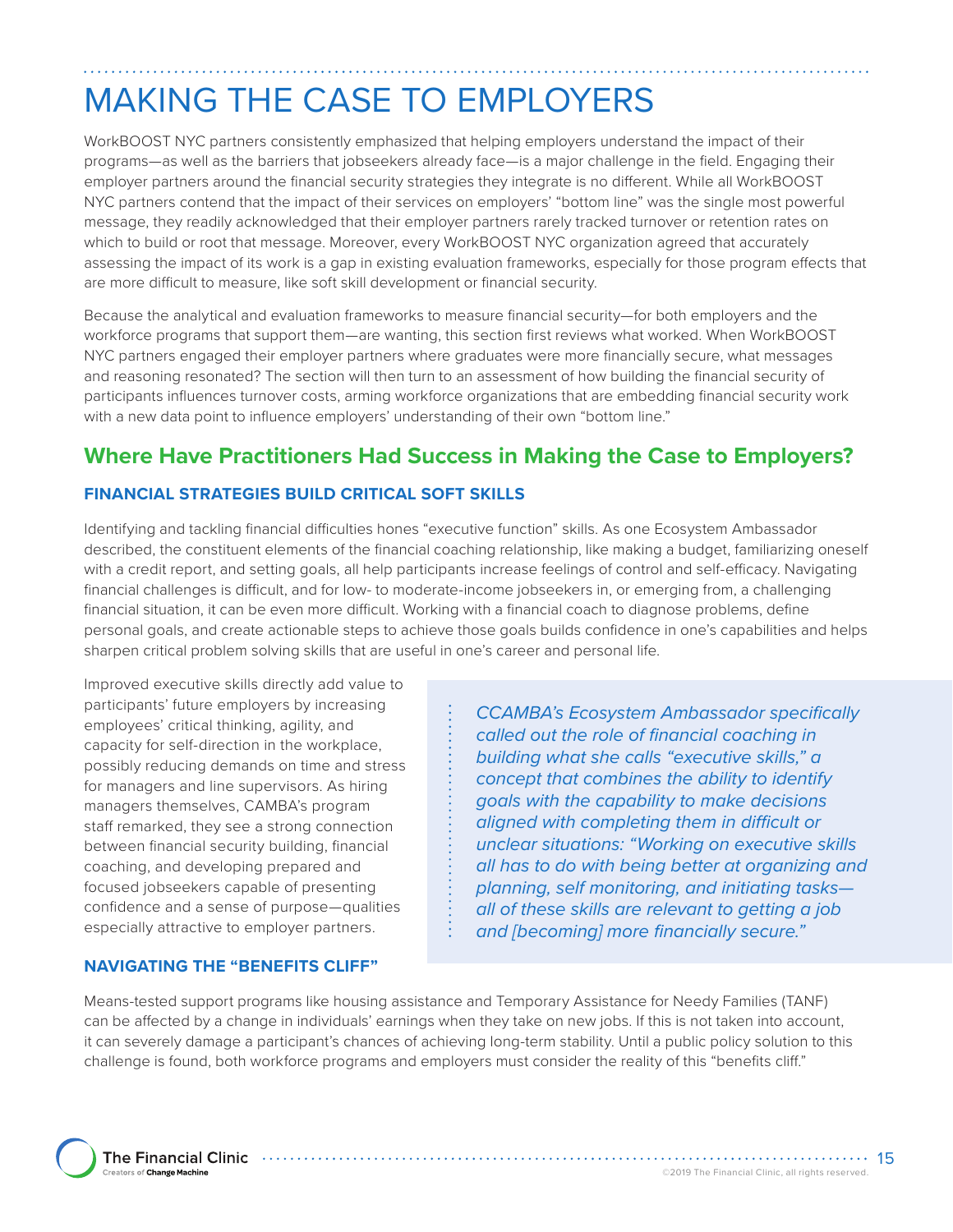# MAKING THE CASE TO EMPLOYERS

WorkBOOST NYC partners consistently emphasized that helping employers understand the impact of their programs—as well as the barriers that jobseekers already face—is a major challenge in the field. Engaging their employer partners around the financial security strategies they integrate is no different. While all WorkBOOST NYC partners contend that the impact of their services on employers' "bottom line" was the single most powerful message, they readily acknowledged that their employer partners rarely tracked turnover or retention rates on which to build or root that message. Moreover, every WorkBOOST NYC organization agreed that accurately assessing the impact of its work is a gap in existing evaluation frameworks, especially for those program effects that are more difficult to measure, like soft skill development or financial security.

Because the analytical and evaluation frameworks to measure financial security—for both employers and the workforce programs that support them—are wanting, this section first reviews what worked. When WorkBOOST NYC partners engaged their employer partners where graduates were more financially secure, what messages and reasoning resonated? The section will then turn to an assessment of how building the financial security of participants influences turnover costs, arming workforce organizations that are embedding financial security work with a new data point to influence employers' understanding of their own "bottom line."

## Where Have Practitioners Had Success in Making the Case to Employers?

### FINANCIAL STRATEGIES BUILD CRITICAL SOFT SKILLS

Identifying and tackling financial difficulties hones "executive function" skills. As one Ecosystem Ambassador described, the constituent elements of the financial coaching relationship, like making a budget, familiarizing oneself with a credit report, and setting goals, all help participants increase feelings of control and self-efficacy. Navigating financial challenges is difficult, and for low- to moderate-income jobseekers in, or emerging from, a challenging financial situation, it can be even more difficult. Working with a financial coach to diagnose problems, define personal goals, and create actionable steps to achieve those goals builds confidence in one's capabilities and helps sharpen critical problem solving skills that are useful in one's career and personal life.

Improved executive skills directly add value to participants' future employers by increasing employees' critical thinking, agility, and capacity for self-direction in the workplace, possibly reducing demands on time and stress for managers and line supervisors. As hiring managers themselves, CAMBA's program staff remarked, they see a strong connection between financial security building, financial coaching, and developing prepared and focused jobseekers capable of presenting confidence and a sense of purpose—qualities especially attractive to employer partners.

> *CCAMBA's Ecosystem Ambassador specifically called out the role of financial coaching in building what she calls "executive skills," a concept that combines the ability to identify goals with the capability to make decisions aligned with completing them in difficult or unclear situations: "Working on executive skills all has to do with being better at organizing and planning, self monitoring, and initiating tasks—all of these skills are relevant to getting a job and [becoming] more financially secure."*

### NAVIGATING THE "BENEFITS CLIFF"

Means-tested support programs like housing assistance and Temporary Assistance for Needy Families (TANF) can be affected by a change in individuals' earnings when they take on new jobs. If this is not taken into account, it can severely damage a participant's chances of achieving long-term stability. Until a public policy solution to this challenge is found, both workforce programs and employers must consider the reality of this "benefits cliff."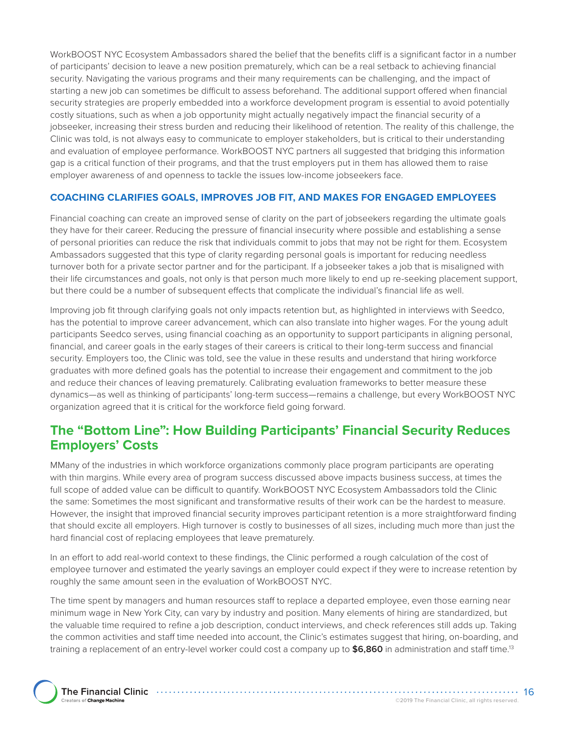WorkBOOST NYC Ecosystem Ambassadors shared the belief that the benefits cliff is a significant factor in a number of participants' decision to leave a new position prematurely, which can be a real setback to achieving financial security. Navigating the various programs and their many requirements can be challenging, and the impact of starting a new job can sometimes be difficult to assess beforehand. The additional support offered when financial security strategies are properly embedded into a workforce development program is essential to avoid potentially costly situations, such as when a job opportunity might actually negatively impact the financial security of a jobseeker, increasing their stress burden and reducing their likelihood of retention. The reality of this challenge, the Clinic was told, is not always easy to communicate to employer stakeholders, but is critical to their understanding and evaluation of employee performance. WorkBOOST NYC partners all suggested that bridging this information gap is a critical function of their programs, and that the trust employers put in them has allowed them to raise employer awareness of and openness to tackle the issues low-income jobseekers face.

### COACHING CLARIFIES GOALS, IMPROVES JOB FIT, AND MAKES FOR ENGAGED EMPLOYEES

Financial coaching can create an improved sense of clarity on the part of jobseekers regarding the ultimate goals they have for their career. Reducing the pressure of financial insecurity where possible and establishing a sense of personal priorities can reduce the risk that individuals commit to jobs that may not be right for them. Ecosystem Ambassadors suggested that this type of clarity regarding personal goals is important for reducing needless turnover both for a private sector partner and for the participant. If a jobseeker takes a job that is misaligned with their life circumstances and goals, not only is that person much more likely to end up re-seeking placement support, but there could be a number of subsequent effects that complicate the individual's financial life as well.

Improving job fit through clarifying goals not only impacts retention but, as highlighted in interviews with Seedco, has the potential to improve career advancement, which can also translate into higher wages. For the young adult participants Seedco serves, using financial coaching as an opportunity to support participants in aligning personal, financial, and career goals in the early stages of their careers is critical to their long-term success and financial security. Employers too, the Clinic was told, see the value in these results and understand that hiring workforce graduates with more defined goals has the potential to increase their engagement and commitment to the job and reduce their chances of leaving prematurely. Calibrating evaluation frameworks to better measure these dynamics—as well as thinking of participants' long-term success—remains a challenge, but every WorkBOOST NYC organization agreed that it is critical for the workforce field going forward.

## The "Bottom Line": How Building Participants' Financial Security Reduces Employers' Costs

MMany of the industries in which workforce organizations commonly place program participants are operating with thin margins. While every area of program success discussed above impacts business success, at times the full scope of added value can be difficult to quantify. WorkBOOST NYC Ecosystem Ambassadors told the Clinic the same: Sometimes the most significant and transformative results of their work can be the hardest to measure. However, the insight that improved financial security improves participant retention is a more straightforward finding that should excite all employers. High turnover is costly to businesses of all sizes, including much more than just the hard financial cost of replacing employees that leave prematurely.

In an effort to add real-world context to these findings, the Clinic performed a rough calculation of the cost of employee turnover and estimated the yearly savings an employer could expect if they were to increase retention by roughly the same amount seen in the evaluation of WorkBOOST NYC.

The time spent by managers and human resources staff to replace a departed employee, even those earning near minimum wage in New York City, can vary by industry and position. Many elements of hiring are standardized, but the valuable time required to refine a job description, conduct interviews, and check references still adds up. Taking the common activities and staff time needed into account, the Clinic's estimates suggest that hiring, on-boarding, and training a replacement of an entry-level worker could cost a company up to **$6,860** in administration and staff time.[13]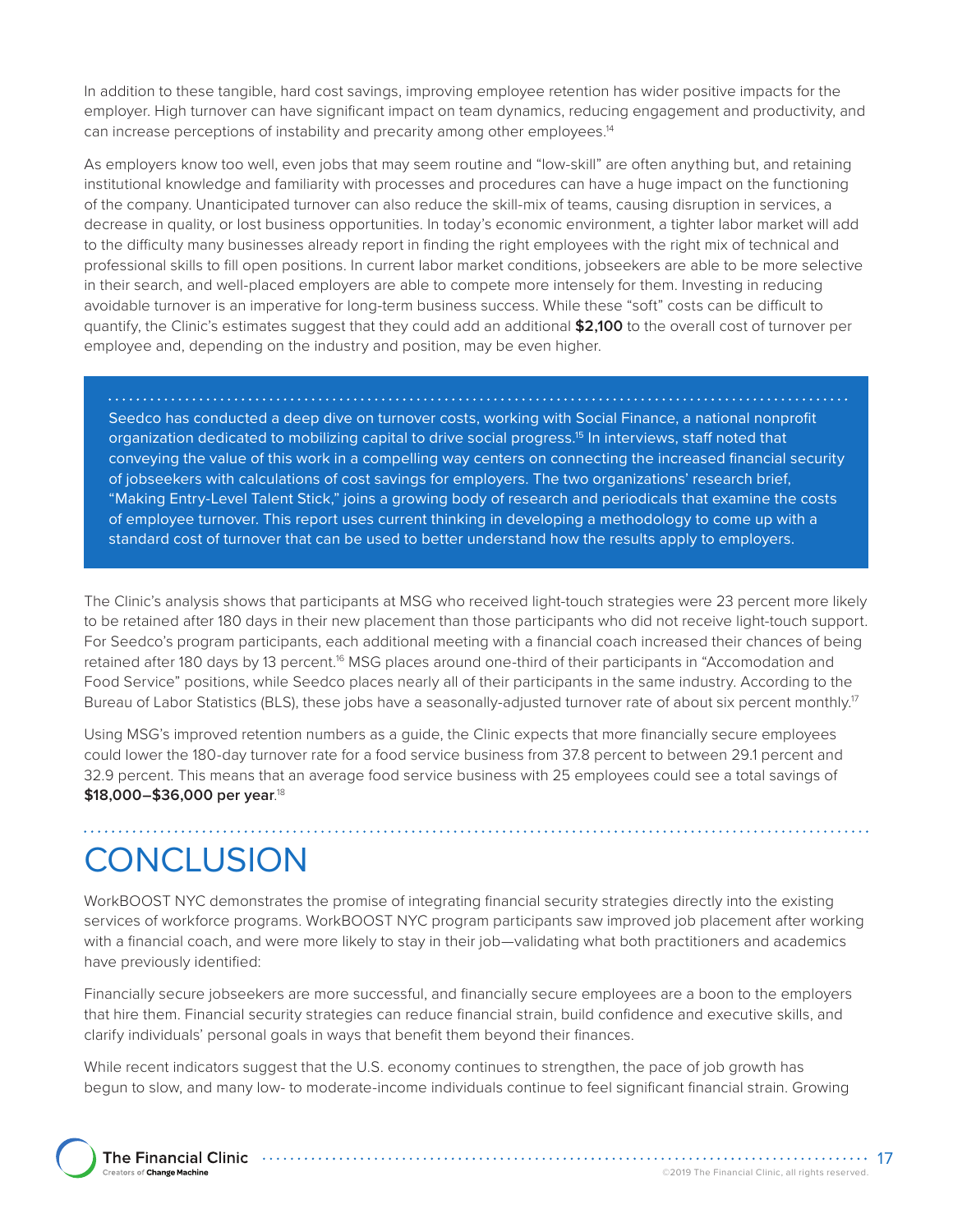In addition to these tangible, hard cost savings, improving employee retention has wider positive impacts for the employer. High turnover can have significant impact on team dynamics, reducing engagement and productivity, and can increase perceptions of instability and precarity among other employees.[14]

As employers know too well, even jobs that may seem routine and "low-skill" are often anything but, and retaining institutional knowledge and familiarity with processes and procedures can have a huge impact on the functioning of the company. Unanticipated turnover can also reduce the skill-mix of teams, causing disruption in services, a decrease in quality, or lost business opportunities. In today's economic environment, a tighter labor market will add to the difficulty many businesses already report in finding the right employees with the right mix of technical and professional skills to fill open positions. In current labor market conditions, jobseekers are able to be more selective in their search, and well-placed employers are able to compete more intensely for them. Investing in reducing avoidable turnover is an imperative for long-term business success. While these "soft" costs can be difficult to quantify, the Clinic's estimates suggest that they could add an additional **$2,100** to the overall cost of turnover per employee and, depending on the industry and position, may be even higher.

> Seedco has conducted a deep dive on turnover costs, working with Social Finance, a national nonprofit organization dedicated to mobilizing capital to drive social progress.[15] In interviews, staff noted that conveying the value of this work in a compelling way centers on connecting the increased financial security of jobseekers with calculations of cost savings for employers. The two organizations' research brief, "Making Entry-Level Talent Stick," joins a growing body of research and periodicals that examine the costs of employee turnover. This report uses current thinking in developing a methodology to come up with a standard cost of turnover that can be used to better understand how the results apply to employers.

The Clinic's analysis shows that participants at MSG who received light-touch strategies were 23 percent more likely to be retained after 180 days in their new placement than those participants who did not receive light-touch support. For Seedco's program participants, each additional meeting with a financial coach increased their chances of being retained after 180 days by 13 percent.[16] MSG places around one-third of their participants in "Accomodation and Food Service" positions, while Seedco places nearly all of their participants in the same industry. According to the Bureau of Labor Statistics (BLS), these jobs have a seasonally-adjusted turnover rate of about six percent monthly.[17]

Using MSG's improved retention numbers as a guide, the Clinic expects that more financially secure employees could lower the 180-day turnover rate for a food service business from 37.8 percent to between 29.1 percent and 32.9 percent. This means that an average food service business with 25 employees could see a total savings of **$18,000–$36,000 per year**.[18]

# CONCLUSION

WorkBOOST NYC demonstrates the promise of integrating financial security strategies directly into the existing services of workforce programs. WorkBOOST NYC program participants saw improved job placement after working with a financial coach, and were more likely to stay in their job—validating what both practitioners and academics have previously identified:

Financially secure jobseekers are more successful, and financially secure employees are a boon to the employers that hire them. Financial security strategies can reduce financial strain, build confidence and executive skills, and clarify individuals' personal goals in ways that benefit them beyond their finances.

While recent indicators suggest that the U.S. economy continues to strengthen, the pace of job growth has begun to slow, and many low- to moderate-income individuals continue to feel significant financial strain. Growing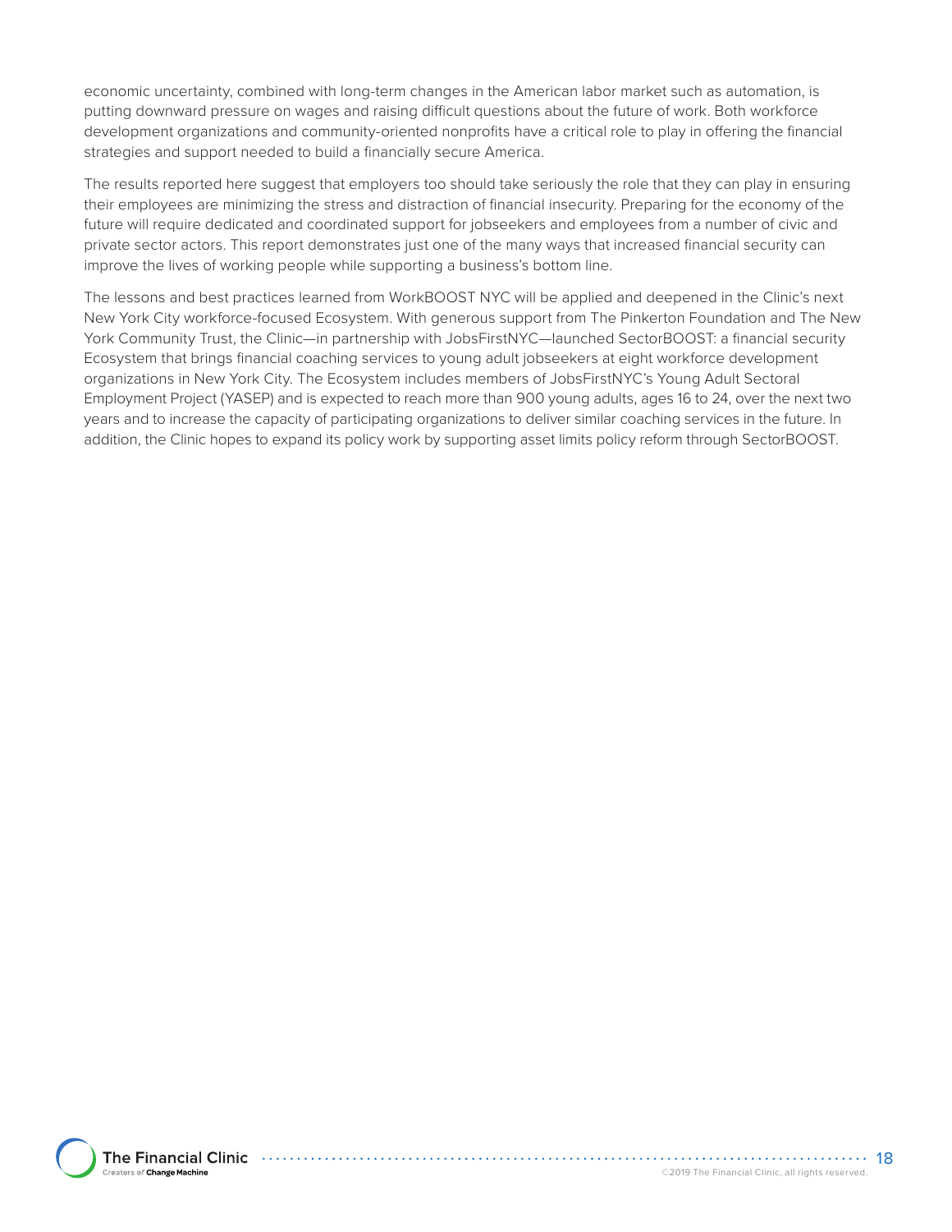economic uncertainty, combined with long-term changes in the American labor market such as automation, is putting downward pressure on wages and raising difficult questions about the future of work. Both workforce development organizations and community-oriented nonprofits have a critical role to play in offering the financial strategies and support needed to build a financially secure America.

The results reported here suggest that employers too should take seriously the role that they can play in ensuring their employees are minimizing the stress and distraction of financial insecurity. Preparing for the economy of the future will require dedicated and coordinated support for jobseekers and employees from a number of civic and private sector actors. This report demonstrates just one of the many ways that increased financial security can improve the lives of working people while supporting a business's bottom line.

The lessons and best practices learned from WorkBOOST NYC will be applied and deepened in the Clinic's next New York City workforce-focused Ecosystem. With generous support from The Pinkerton Foundation and The New York Community Trust, the Clinic—in partnership with JobsFirstNYC—launched SectorBOOST: a financial security Ecosystem that brings financial coaching services to young adult jobseekers at eight workforce development organizations in New York City. The Ecosystem includes members of JobsFirstNYC's Young Adult Sectoral Employment Project (YASEP) and is expected to reach more than 900 young adults, ages 16 to 24, over the next two years and to increase the capacity of participating organizations to deliver similar coaching services in the future. In addition, the Clinic hopes to expand its policy work by supporting asset limits policy reform through SectorBOOST.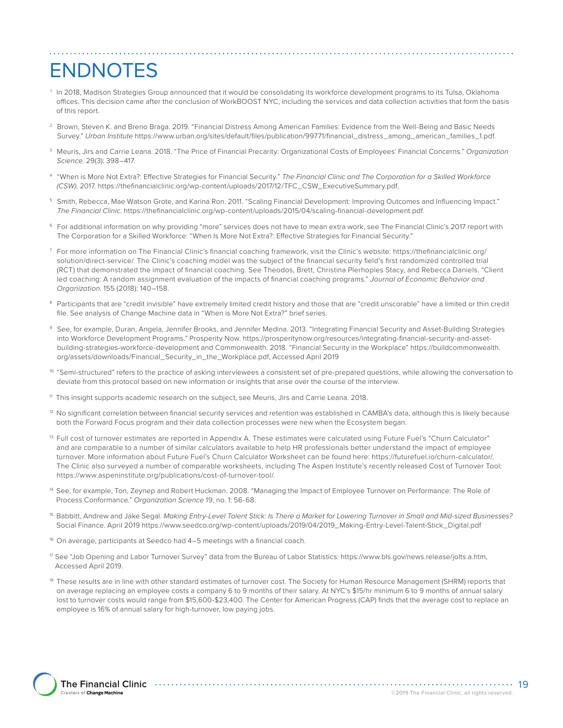# ENDNOTES

[1] In 2018, Madison Strategies Group announced that it would be consolidating its workforce development programs to its Tulsa, Oklahoma offices. This decision came after the conclusion of WorkBOOST NYC, including the services and data collection activities that form the basis of this report.

[2] Brown, Steven K. and Breno Braga. 2019. "Financial Distress Among American Families: Evidence from the Well-Being and Basic Needs Survey." *Urban Institute* https://www.urban.org/sites/default/files/publication/99771/financial_distress_among_american_families_1.pdf.

[3] Meuris, Jirs and Carrie Leana. 2018. "The Price of Financial Precarity: Organizational Costs of Employees' Financial Concerns." *Organization Science*. 29(3): 398–417.

[4] "When is More Not Extra?: Effective Strategies for Financial Security." *The Financial Clinic and The Corporation for a Skilled Workforce (CSW).* 2017. https://thefinancialclinic.org/wp-content/uploads/2017/12/TFC_CSW_ExecutiveSummary.pdf.

[5] Smith, Rebecca, Mae Watson Grote, and Karina Ron. 2011. "Scaling Financial Development: Improving Outcomes and Influencing Impact." *The Financial Clinic*. https://thefinancialclinic.org/wp-content/uploads/2015/04/scaling-financial-development.pdf.

[6] For additional information on why providing "more" services does not have to mean extra work, see The Financial Clinic's 2017 report with The Corporation for a Skilled Workforce: "When Is More Not Extra?: Effective Strategies for Financial Security."

[7] For more information on The Financial Clinic's financial coaching framework, visit the Clinic's website: https://thefinancialclinic.org/solution/direct-service/. The Clinic's coaching model was the subject of the financial security field's first randomized controlled trial (RCT) that demonstrated the impact of financial coaching. See Theodos, Brett, Christina Plerhoples Stacy, and Rebecca Daniels. "Client led coaching: A random assignment evaluation of the impacts of financial coaching programs." *Journal of Economic Behavior and Organization*. 155 (2018): 140–158.

[8] Participants that are "credit invisible" have extremely limited credit history and those that are "credit unscorable" have a limited or thin credit file. See analysis of Change Machine data in "When is More Not Extra?" brief series.

[9] See, for example, Duran, Angela, Jennifer Brooks, and Jennifer Medina. 2013. "Integrating Financial Security and Asset-Building Strategies into Workforce Development Programs." Prosperity Now. https://prosperitynow.org/resources/integrating-financial-security-and-asset-building-strategies-workforce-development and Commonwealth. 2018. "Financial Security in the Workplace" https://buildcommonwealth.org/assets/downloads/Financial_Security_in_the_Workplace.pdf, Accessed April 2019

[10] "Semi-structured" refers to the practice of asking interviewees a consistent set of pre-prepared questions, while allowing the conversation to deviate from this protocol based on new information or insights that arise over the course of the interview.

[11] This insight supports academic research on the subject, see Meuris, Jirs and Carrie Leana. 2018.

[12] No significant correlation between financial security services and retention was established in CAMBA's data, although this is likely because both the Forward Focus program and their data collection processes were new when the Ecosystem began.

[13] Full cost of turnover estimates are reported in Appendix A. These estimates were calculated using Future Fuel's "Churn Calculator" and are comparable to a number of similar calculators available to help HR professionals better understand the impact of employee turnover. More information about Future Fuel's Churn Calculator Worksheet can be found here: https://futurefuel.io/churn-calculator/. The Clinic also surveyed a number of comparable worksheets, including The Aspen Institute's recently released Cost of Turnover Tool: https://www.aspeninstitute.org/publications/cost-of-turnover-tool/.

[14] See, for example, Ton, Zeynep and Robert Huckman. 2008. "Managing the Impact of Employee Turnover on Performance: The Role of Process Conformance." *Organization Science* 19, no. 1: 56-68.

[15] Babbitt, Andrew and Jake Segal. *Making Entry-Level Talent Stick: Is There a Market for Lowering Turnover in Small and Mid-sized Businesses?* Social Finance. April 2019 https://www.seedco.org/wp-content/uploads/2019/04/2019_Making-Entry-Level-Talent-Stick_Digital.pdf

[16] On average, participants at Seedco had 4–5 meetings with a financial coach.

[17] See "Job Opening and Labor Turnover Survey" data from the Bureau of Labor Statistics: https://www.bls.gov/news.release/jolts.a.htm, Accessed April 2019.

[18] These results are in line with other standard estimates of turnover cost. The Society for Human Resource Management (SHRM) reports that on average replacing an employee costs a company 6 to 9 months of their salary. At NYC's $15/hr minimum 6 to 9 months of annual salary lost to turnover costs would range from $15,600-$23,400. The Center for American Progress (CAP) finds that the average cost to replace an employee is 16% of annual salary for high-turnover, low paying jobs.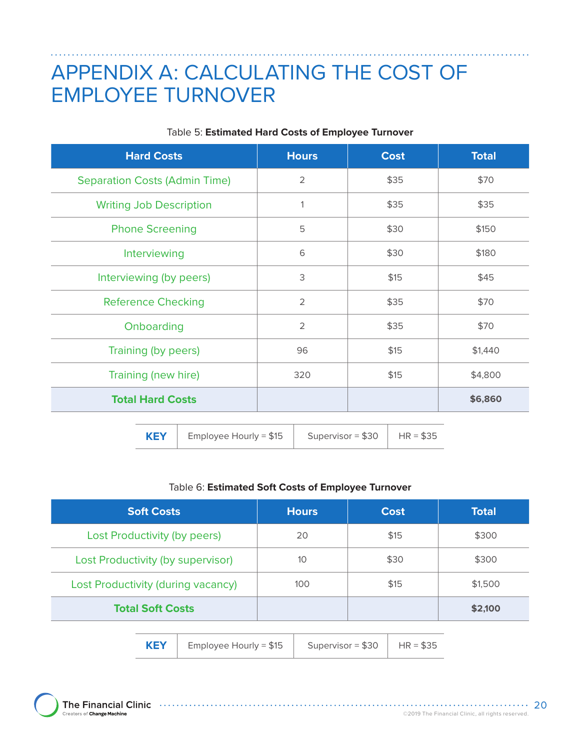# APPENDIX A: CALCULATING THE COST OF EMPLOYEE TURNOVER

Table 5: **Estimated Hard Costs of Employee Turnover**

| Hard Costs | Hours | Cost | Total |
|---|---|---|---|
| Separation Costs (Admin Time) | 2 | $35 | $70 |
| Writing Job Description | 1 | $35 | $35 |
| Phone Screening | 5 | $30 | $150 |
| Interviewing | 6 | $30 | $180 |
| Interviewing (by peers) | 3 | $15 | $45 |
| Reference Checking | 2 | $35 | $70 |
| Onboarding | 2 | $35 | $70 |
| Training (by peers) | 96 | $15 | $1,440 |
| Training (new hire) | 320 | $15 | $4,800 |
| **Total Hard Costs** | | | **$6,860** |

| KEY | Employee Hourly = $15 | Supervisor = $30 | HR = $35 |
|---|---|---|---|

Table 6: **Estimated Soft Costs of Employee Turnover**

| Soft Costs | Hours | Cost | Total |
|---|---|---|---|
| Lost Productivity (by peers) | 20 | $15 | $300 |
| Lost Productivity (by supervisor) | 10 | $30 | $300 |
| Lost Productivity (during vacancy) | 100 | $15 | $1,500 |
| **Total Soft Costs** | | | **$2,100** |

| KEY | Employee Hourly = $15 | Supervisor = $30 | HR = $35 |
|---|---|---|---|